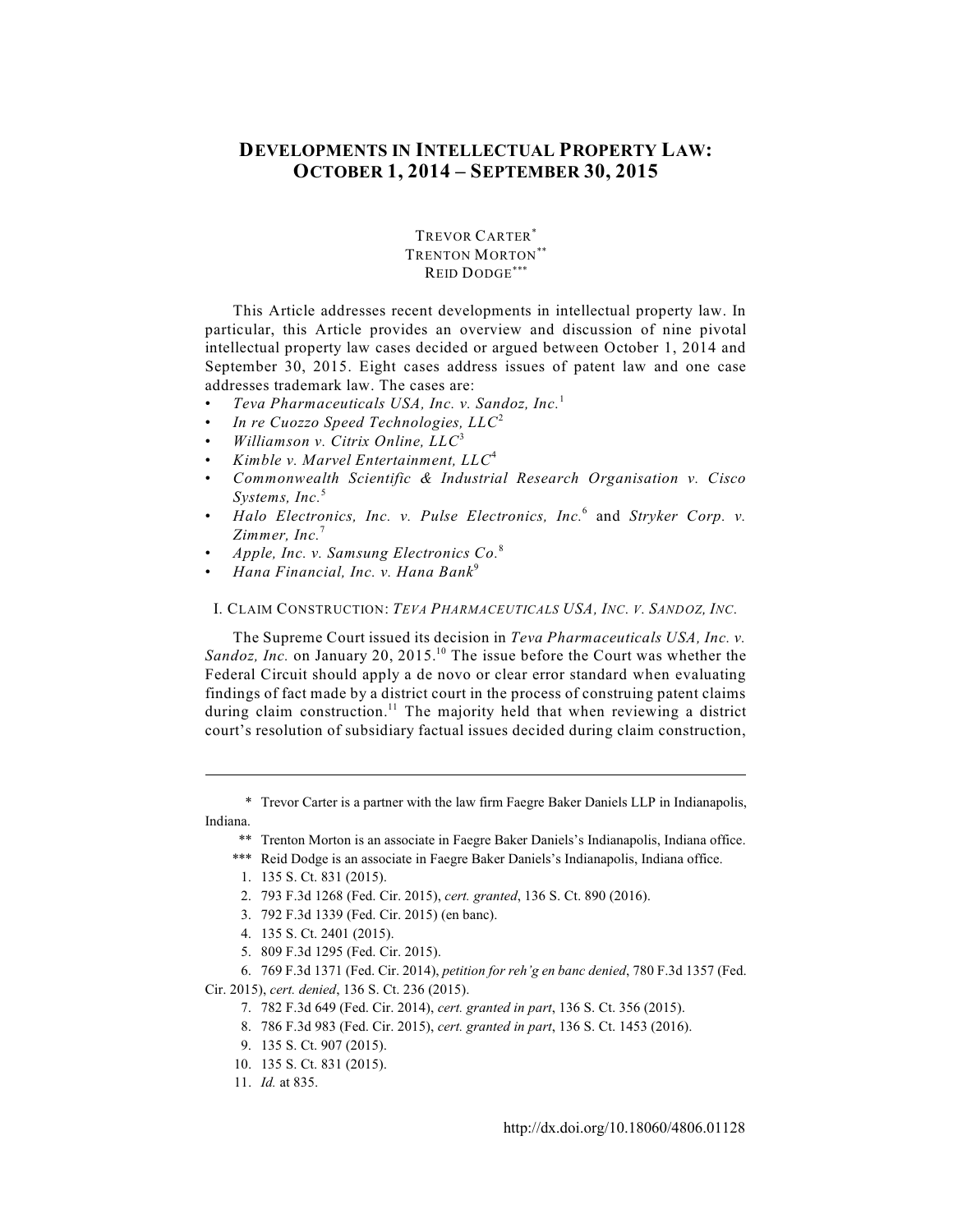# DEVELOPMENTS IN INTELLECTUAL PROPERTY LAW: OCTOBER 1, 2014 – SEPTEMBER 30, 2015

TREVOR CARTER[*]
TRENTON MORTON[**]
REID DODGE[***]

This Article addresses recent developments in intellectual property law. In particular, this Article provides an overview and discussion of nine pivotal intellectual property law cases decided or argued between October 1, 2014 and September 30, 2015. Eight cases address issues of patent law and one case addresses trademark law. The cases are:

- *Teva Pharmaceuticals USA, Inc. v. Sandoz, Inc.*[1]
- *In re Cuozzo Speed Technologies, LLC*[2]
- *Williamson v. Citrix Online, LLC*[3]
- *Kimble v. Marvel Entertainment, LLC*[4]
- *Commonwealth Scientific & Industrial Research Organisation v. Cisco Systems, Inc.*[5]
- *Halo Electronics, Inc. v. Pulse Electronics, Inc.*[6] and *Stryker Corp. v. Zimmer, Inc.*[7]
- *Apple, Inc. v. Samsung Electronics Co.*[8]
- *Hana Financial, Inc. v. Hana Bank*[9]

## I. CLAIM CONSTRUCTION: *TEVA PHARMACEUTICALS USA, INC. V. SANDOZ, INC.*

The Supreme Court issued its decision in *Teva Pharmaceuticals USA, Inc. v. Sandoz, Inc.* on January 20, 2015.[10] The issue before the Court was whether the Federal Circuit should apply a de novo or clear error standard when evaluating findings of fact made by a district court in the process of construing patent claims during claim construction.[11] The majority held that when reviewing a district court's resolution of subsidiary factual issues decided during claim construction,

---

\* Trevor Carter is a partner with the law firm Faegre Baker Daniels LLP in Indianapolis, Indiana.

\** Trenton Morton is an associate in Faegre Baker Daniels's Indianapolis, Indiana office.

\*** Reid Dodge is an associate in Faegre Baker Daniels's Indianapolis, Indiana office.

1. 135 S. Ct. 831 (2015).
2. 793 F.3d 1268 (Fed. Cir. 2015), *cert. granted*, 136 S. Ct. 890 (2016).
3. 792 F.3d 1339 (Fed. Cir. 2015) (en banc).
4. 135 S. Ct. 2401 (2015).
5. 809 F.3d 1295 (Fed. Cir. 2015).
6. 769 F.3d 1371 (Fed. Cir. 2014), *petition for reh'g en banc denied*, 780 F.3d 1357 (Fed. Cir. 2015), *cert. denied*, 136 S. Ct. 236 (2015).
7. 782 F.3d 649 (Fed. Cir. 2014), *cert. granted in part*, 136 S. Ct. 356 (2015).
8. 786 F.3d 983 (Fed. Cir. 2015), *cert. granted in part*, 136 S. Ct. 1453 (2016).
9. 135 S. Ct. 907 (2015).
10. 135 S. Ct. 831 (2015).
11. *Id.* at 835.

http://dx.doi.org/10.18060/4806.01128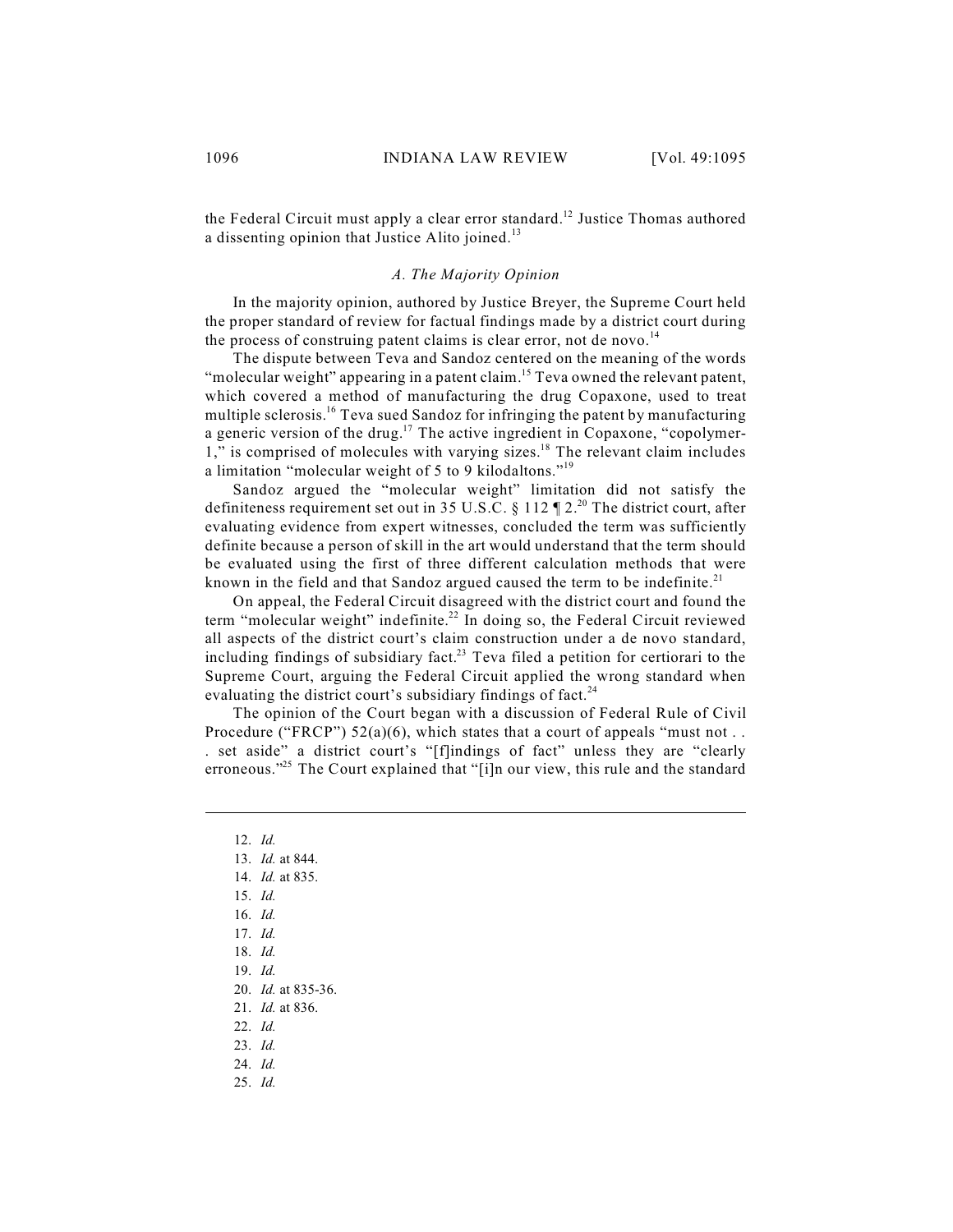the Federal Circuit must apply a clear error standard.[12] Justice Thomas authored a dissenting opinion that Justice Alito joined.[13]

### *A. The Majority Opinion*

In the majority opinion, authored by Justice Breyer, the Supreme Court held the proper standard of review for factual findings made by a district court during the process of construing patent claims is clear error, not de novo.[14]

The dispute between Teva and Sandoz centered on the meaning of the words "molecular weight" appearing in a patent claim.[15] Teva owned the relevant patent, which covered a method of manufacturing the drug Copaxone, used to treat multiple sclerosis.[16] Teva sued Sandoz for infringing the patent by manufacturing a generic version of the drug.[17] The active ingredient in Copaxone, "copolymer-1," is comprised of molecules with varying sizes.[18] The relevant claim includes a limitation "molecular weight of 5 to 9 kilodaltons."[19]

Sandoz argued the "molecular weight" limitation did not satisfy the definiteness requirement set out in 35 U.S.C. § 112 ¶ 2.[20] The district court, after evaluating evidence from expert witnesses, concluded the term was sufficiently definite because a person of skill in the art would understand that the term should be evaluated using the first of three different calculation methods that were known in the field and that Sandoz argued caused the term to be indefinite.[21]

On appeal, the Federal Circuit disagreed with the district court and found the term "molecular weight" indefinite.[22] In doing so, the Federal Circuit reviewed all aspects of the district court's claim construction under a de novo standard, including findings of subsidiary fact.[23] Teva filed a petition for certiorari to the Supreme Court, arguing the Federal Circuit applied the wrong standard when evaluating the district court's subsidiary findings of fact.[24]

The opinion of the Court began with a discussion of Federal Rule of Civil Procedure ("FRCP") 52(a)(6), which states that a court of appeals "must not . . . set aside" a district court's "[f]indings of fact" unless they are "clearly erroneous."[25] The Court explained that "[i]n our view, this rule and the standard

---

12. *Id.*
13. *Id.* at 844.
14. *Id.* at 835.
15. *Id.*
16. *Id.*
17. *Id.*
18. *Id.*
19. *Id.*
20. *Id.* at 835-36.
21. *Id.* at 836.
22. *Id.*
23. *Id.*
24. *Id.*
25. *Id.*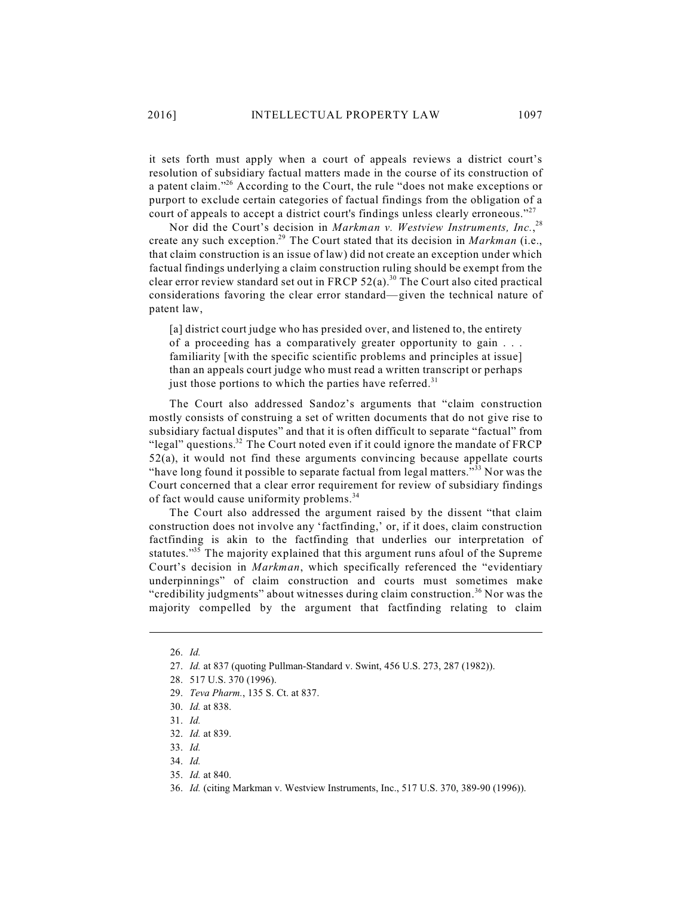it sets forth must apply when a court of appeals reviews a district court's resolution of subsidiary factual matters made in the course of its construction of a patent claim."[26] According to the Court, the rule "does not make exceptions or purport to exclude certain categories of factual findings from the obligation of a court of appeals to accept a district court's findings unless clearly erroneous."[27]

Nor did the Court's decision in *Markman v. Westview Instruments, Inc.*,[28] create any such exception.[29] The Court stated that its decision in *Markman* (i.e., that claim construction is an issue of law) did not create an exception under which factual findings underlying a claim construction ruling should be exempt from the clear error review standard set out in FRCP 52(a).[30] The Court also cited practical considerations favoring the clear error standard—given the technical nature of patent law,

> [a] district court judge who has presided over, and listened to, the entirety of a proceeding has a comparatively greater opportunity to gain . . . familiarity [with the specific scientific problems and principles at issue] than an appeals court judge who must read a written transcript or perhaps just those portions to which the parties have referred.[31]

The Court also addressed Sandoz's arguments that "claim construction mostly consists of construing a set of written documents that do not give rise to subsidiary factual disputes" and that it is often difficult to separate "factual" from "legal" questions.[32] The Court noted even if it could ignore the mandate of FRCP 52(a), it would not find these arguments convincing because appellate courts "have long found it possible to separate factual from legal matters."[33] Nor was the Court concerned that a clear error requirement for review of subsidiary findings of fact would cause uniformity problems.[34]

The Court also addressed the argument raised by the dissent "that claim construction does not involve any 'factfinding,' or, if it does, claim construction factfinding is akin to the factfinding that underlies our interpretation of statutes."[35] The majority explained that this argument runs afoul of the Supreme Court's decision in *Markman*, which specifically referenced the "evidentiary underpinnings" of claim construction and courts must sometimes make "credibility judgments" about witnesses during claim construction.[36] Nor was the majority compelled by the argument that factfinding relating to claim

---

26. *Id.*
27. *Id.* at 837 (quoting Pullman-Standard v. Swint, 456 U.S. 273, 287 (1982)).
28. 517 U.S. 370 (1996).
29. *Teva Pharm.*, 135 S. Ct. at 837.
30. *Id.* at 838.
31. *Id.*
32. *Id.* at 839.
33. *Id.*
34. *Id.*
35. *Id.* at 840.
36. *Id.* (citing Markman v. Westview Instruments, Inc., 517 U.S. 370, 389-90 (1996)).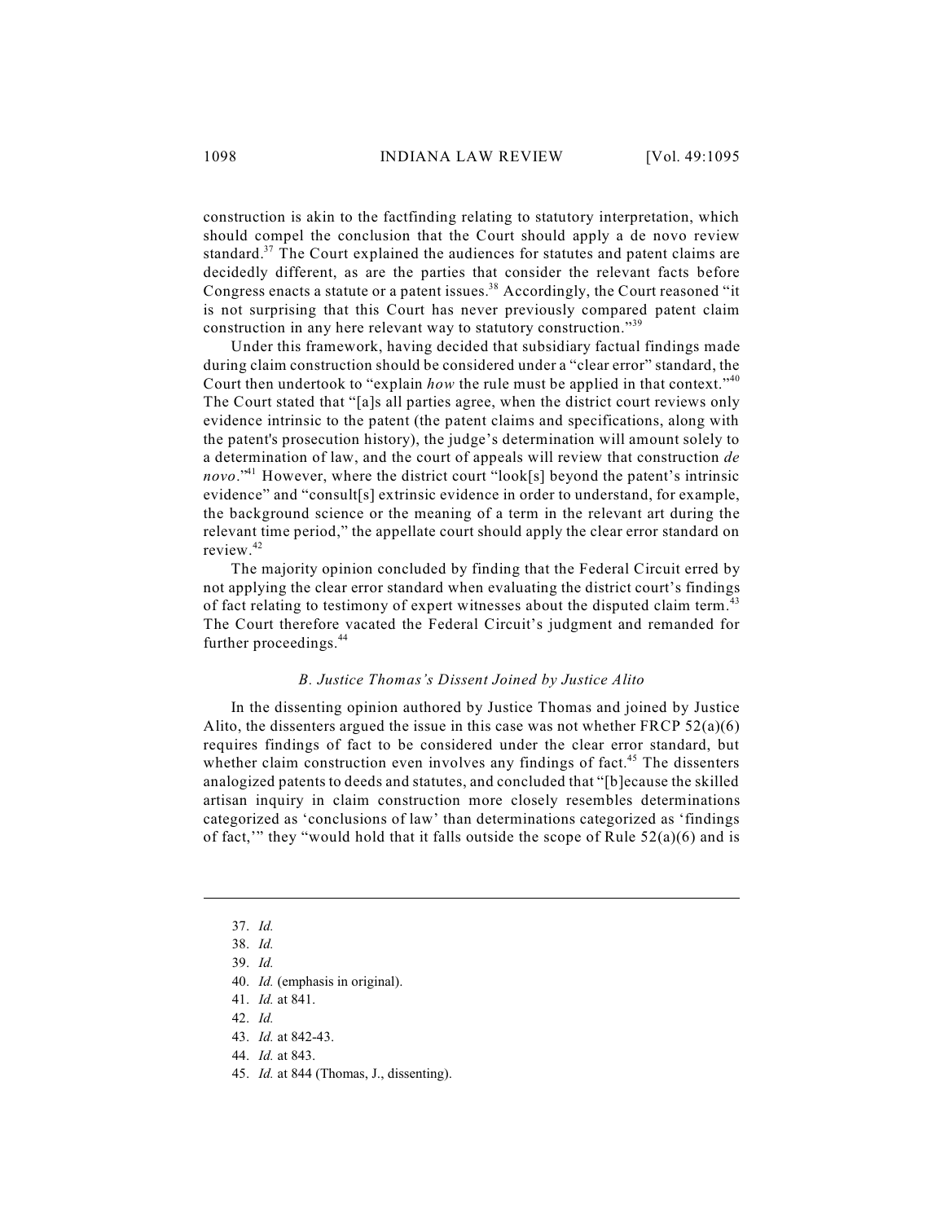construction is akin to the factfinding relating to statutory interpretation, which should compel the conclusion that the Court should apply a de novo review standard.[37] The Court explained the audiences for statutes and patent claims are decidedly different, as are the parties that consider the relevant facts before Congress enacts a statute or a patent issues.[38] Accordingly, the Court reasoned "it is not surprising that this Court has never previously compared patent claim construction in any here relevant way to statutory construction."[39]

Under this framework, having decided that subsidiary factual findings made during claim construction should be considered under a "clear error" standard, the Court then undertook to "explain *how* the rule must be applied in that context."[40] The Court stated that "[a]s all parties agree, when the district court reviews only evidence intrinsic to the patent (the patent claims and specifications, along with the patent's prosecution history), the judge's determination will amount solely to a determination of law, and the court of appeals will review that construction *de novo*."[41] However, where the district court "look[s] beyond the patent's intrinsic evidence" and "consult[s] extrinsic evidence in order to understand, for example, the background science or the meaning of a term in the relevant art during the relevant time period," the appellate court should apply the clear error standard on review.[42]

The majority opinion concluded by finding that the Federal Circuit erred by not applying the clear error standard when evaluating the district court's findings of fact relating to testimony of expert witnesses about the disputed claim term.[43] The Court therefore vacated the Federal Circuit's judgment and remanded for further proceedings.[44]

### *B. Justice Thomas's Dissent Joined by Justice Alito*

In the dissenting opinion authored by Justice Thomas and joined by Justice Alito, the dissenters argued the issue in this case was not whether FRCP 52(a)(6) requires findings of fact to be considered under the clear error standard, but whether claim construction even involves any findings of fact.[45] The dissenters analogized patents to deeds and statutes, and concluded that "[b]ecause the skilled artisan inquiry in claim construction more closely resembles determinations categorized as 'conclusions of law' than determinations categorized as 'findings of fact,'" they "would hold that it falls outside the scope of Rule 52(a)(6) and is

---

37. *Id.*
38. *Id.*
39. *Id.*
40. *Id.* (emphasis in original).
41. *Id.* at 841.
42. *Id.*
43. *Id.* at 842-43.
44. *Id.* at 843.
45. *Id.* at 844 (Thomas, J., dissenting).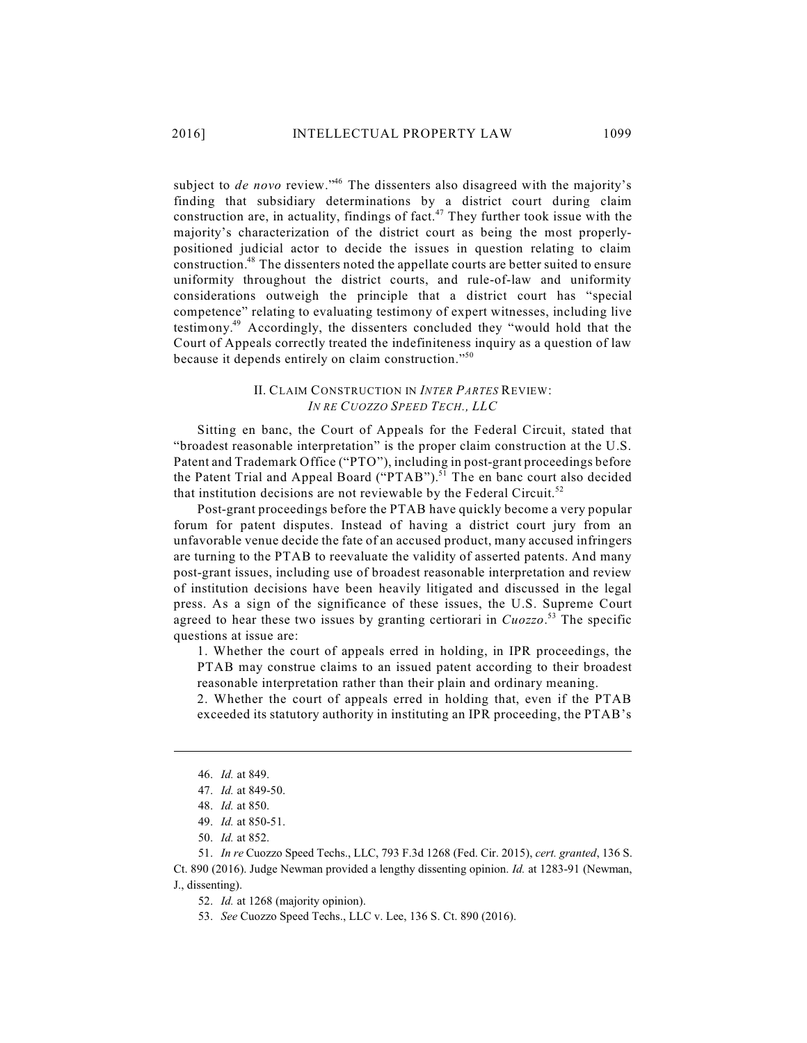subject to *de novo* review."[46] The dissenters also disagreed with the majority's finding that subsidiary determinations by a district court during claim construction are, in actuality, findings of fact.[47] They further took issue with the majority's characterization of the district court as being the most properly-positioned judicial actor to decide the issues in question relating to claim construction.[48] The dissenters noted the appellate courts are better suited to ensure uniformity throughout the district courts, and rule-of-law and uniformity considerations outweigh the principle that a district court has "special competence" relating to evaluating testimony of expert witnesses, including live testimony.[49] Accordingly, the dissenters concluded they "would hold that the Court of Appeals correctly treated the indefiniteness inquiry as a question of law because it depends entirely on claim construction."[50]

## II. CLAIM CONSTRUCTION IN *INTER PARTES* REVIEW: *IN RE CUOZZO SPEED TECH., LLC*

Sitting en banc, the Court of Appeals for the Federal Circuit, stated that "broadest reasonable interpretation" is the proper claim construction at the U.S. Patent and Trademark Office ("PTO"), including in post-grant proceedings before the Patent Trial and Appeal Board ("PTAB").[51] The en banc court also decided that institution decisions are not reviewable by the Federal Circuit.[52]

Post-grant proceedings before the PTAB have quickly become a very popular forum for patent disputes. Instead of having a district court jury from an unfavorable venue decide the fate of an accused product, many accused infringers are turning to the PTAB to reevaluate the validity of asserted patents. And many post-grant issues, including use of broadest reasonable interpretation and review of institution decisions have been heavily litigated and discussed in the legal press. As a sign of the significance of these issues, the U.S. Supreme Court agreed to hear these two issues by granting certiorari in *Cuozzo*.[53] The specific questions at issue are:

1. Whether the court of appeals erred in holding, in IPR proceedings, the PTAB may construe claims to an issued patent according to their broadest reasonable interpretation rather than their plain and ordinary meaning.
2. Whether the court of appeals erred in holding that, even if the PTAB exceeded its statutory authority in instituting an IPR proceeding, the PTAB's

---

46. *Id.* at 849.

47. *Id.* at 849-50.

48. *Id.* at 850.

49. *Id.* at 850-51.

50. *Id.* at 852.

51. *In re* Cuozzo Speed Techs., LLC, 793 F.3d 1268 (Fed. Cir. 2015), *cert. granted*, 136 S. Ct. 890 (2016). Judge Newman provided a lengthy dissenting opinion. *Id.* at 1283-91 (Newman, J., dissenting).

52. *Id.* at 1268 (majority opinion).

53. *See* Cuozzo Speed Techs., LLC v. Lee, 136 S. Ct. 890 (2016).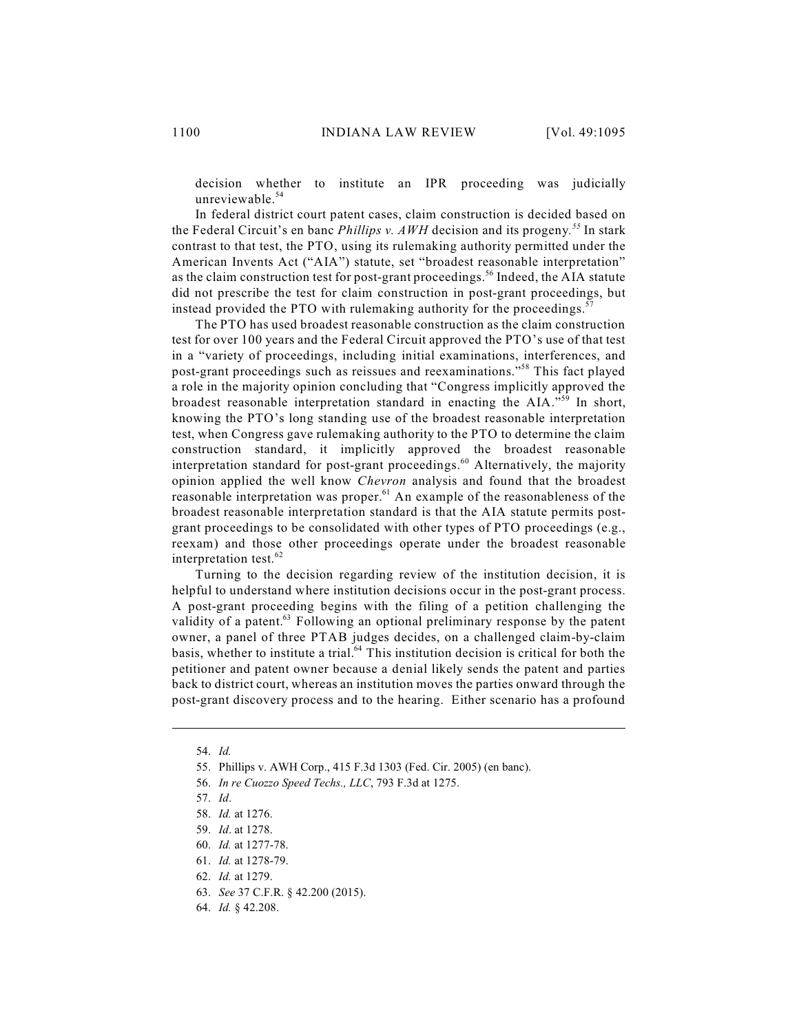decision whether to institute an IPR proceeding was judicially unreviewable.[54]

In federal district court patent cases, claim construction is decided based on the Federal Circuit's en banc *Phillips v. AWH* decision and its progeny.[55] In stark contrast to that test, the PTO, using its rulemaking authority permitted under the American Invents Act ("AIA") statute, set "broadest reasonable interpretation" as the claim construction test for post-grant proceedings.[56] Indeed, the AIA statute did not prescribe the test for claim construction in post-grant proceedings, but instead provided the PTO with rulemaking authority for the proceedings.[57]

The PTO has used broadest reasonable construction as the claim construction test for over 100 years and the Federal Circuit approved the PTO's use of that test in a "variety of proceedings, including initial examinations, interferences, and post-grant proceedings such as reissues and reexaminations."[58] This fact played a role in the majority opinion concluding that "Congress implicitly approved the broadest reasonable interpretation standard in enacting the AIA."[59] In short, knowing the PTO's long standing use of the broadest reasonable interpretation test, when Congress gave rulemaking authority to the PTO to determine the claim construction standard, it implicitly approved the broadest reasonable interpretation standard for post-grant proceedings.[60] Alternatively, the majority opinion applied the well know *Chevron* analysis and found that the broadest reasonable interpretation was proper.[61] An example of the reasonableness of the broadest reasonable interpretation standard is that the AIA statute permits post-grant proceedings to be consolidated with other types of PTO proceedings (e.g., reexam) and those other proceedings operate under the broadest reasonable interpretation test.[62]

Turning to the decision regarding review of the institution decision, it is helpful to understand where institution decisions occur in the post-grant process. A post-grant proceeding begins with the filing of a petition challenging the validity of a patent.[63] Following an optional preliminary response by the patent owner, a panel of three PTAB judges decides, on a challenged claim-by-claim basis, whether to institute a trial.[64] This institution decision is critical for both the petitioner and patent owner because a denial likely sends the patent and parties back to district court, whereas an institution moves the parties onward through the post-grant discovery process and to the hearing. Either scenario has a profound

---

54. *Id.*
55. Phillips v. AWH Corp., 415 F.3d 1303 (Fed. Cir. 2005) (en banc).
56. *In re Cuozzo Speed Techs., LLC*, 793 F.3d at 1275.
57. *Id*.
58. *Id.* at 1276.
59. *Id*. at 1278.
60. *Id.* at 1277-78.
61. *Id.* at 1278-79.
62. *Id.* at 1279.
63. *See* 37 C.F.R. § 42.200 (2015).
64. *Id.* § 42.208.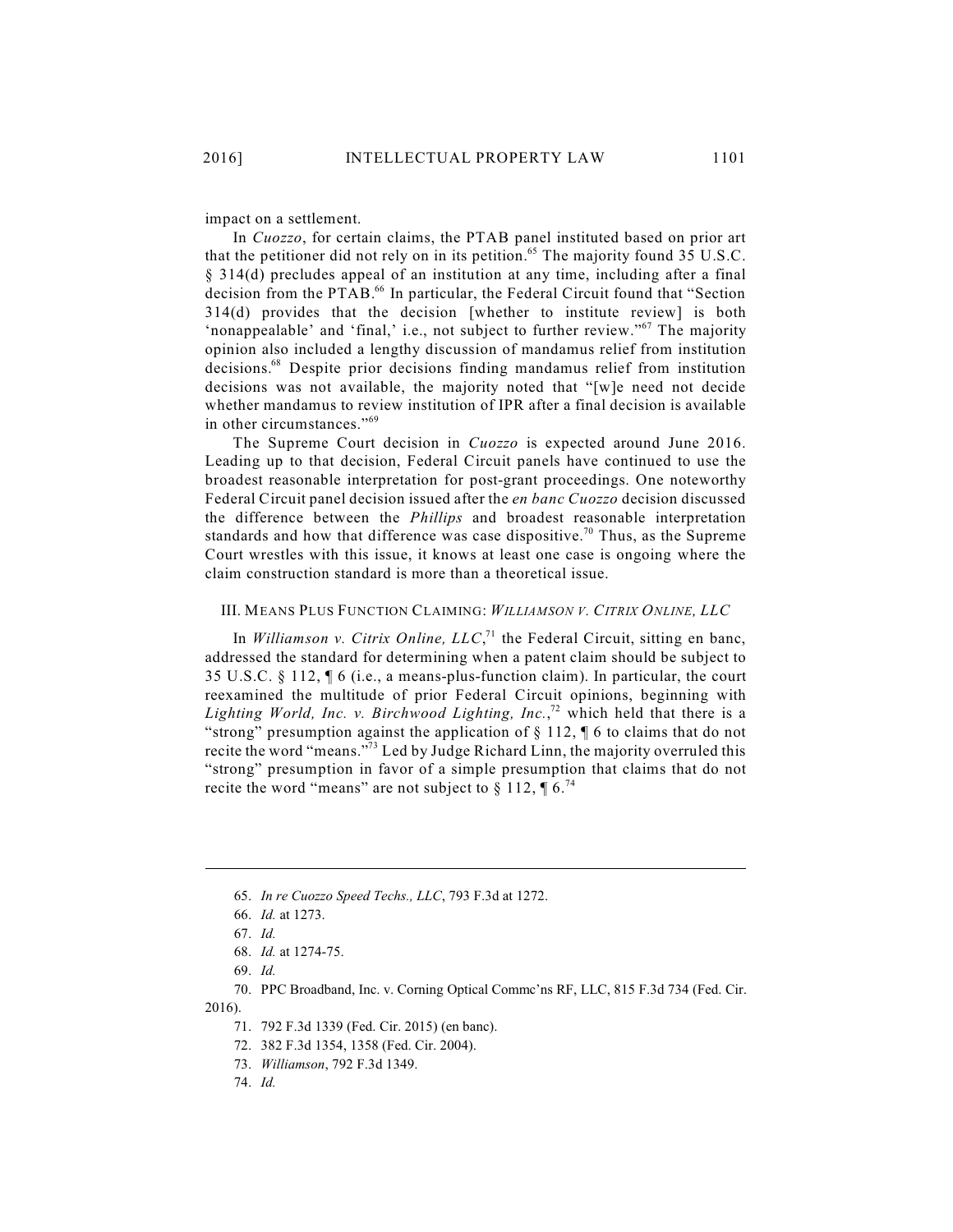impact on a settlement.

In *Cuozzo*, for certain claims, the PTAB panel instituted based on prior art that the petitioner did not rely on in its petition.[65] The majority found 35 U.S.C. § 314(d) precludes appeal of an institution at any time, including after a final decision from the PTAB.[66] In particular, the Federal Circuit found that "Section 314(d) provides that the decision [whether to institute review] is both 'nonappealable' and 'final,' i.e., not subject to further review."[67] The majority opinion also included a lengthy discussion of mandamus relief from institution decisions.[68] Despite prior decisions finding mandamus relief from institution decisions was not available, the majority noted that "[w]e need not decide whether mandamus to review institution of IPR after a final decision is available in other circumstances."[69]

The Supreme Court decision in *Cuozzo* is expected around June 2016. Leading up to that decision, Federal Circuit panels have continued to use the broadest reasonable interpretation for post-grant proceedings. One noteworthy Federal Circuit panel decision issued after the *en banc Cuozzo* decision discussed the difference between the *Phillips* and broadest reasonable interpretation standards and how that difference was case dispositive.[70] Thus, as the Supreme Court wrestles with this issue, it knows at least one case is ongoing where the claim construction standard is more than a theoretical issue.

## III. Means Plus Function Claiming: *Williamson v. Citrix Online, LLC*

In *Williamson v. Citrix Online, LLC*,[71] the Federal Circuit, sitting en banc, addressed the standard for determining when a patent claim should be subject to 35 U.S.C. § 112, ¶ 6 (i.e., a means-plus-function claim). In particular, the court reexamined the multitude of prior Federal Circuit opinions, beginning with *Lighting World, Inc. v. Birchwood Lighting, Inc.*,[72] which held that there is a "strong" presumption against the application of § 112, ¶ 6 to claims that do not recite the word "means."[73] Led by Judge Richard Linn, the majority overruled this "strong" presumption in favor of a simple presumption that claims that do not recite the word "means" are not subject to § 112, ¶ 6.[74]

---

65. *In re Cuozzo Speed Techs., LLC*, 793 F.3d at 1272.

66. *Id.* at 1273.

67. *Id.*

68. *Id.* at 1274-75.

69. *Id.*

70. PPC Broadband, Inc. v. Corning Optical Commc'ns RF, LLC, 815 F.3d 734 (Fed. Cir. 2016).

71. 792 F.3d 1339 (Fed. Cir. 2015) (en banc).

72. 382 F.3d 1354, 1358 (Fed. Cir. 2004).

73. *Williamson*, 792 F.3d 1349.

74. *Id.*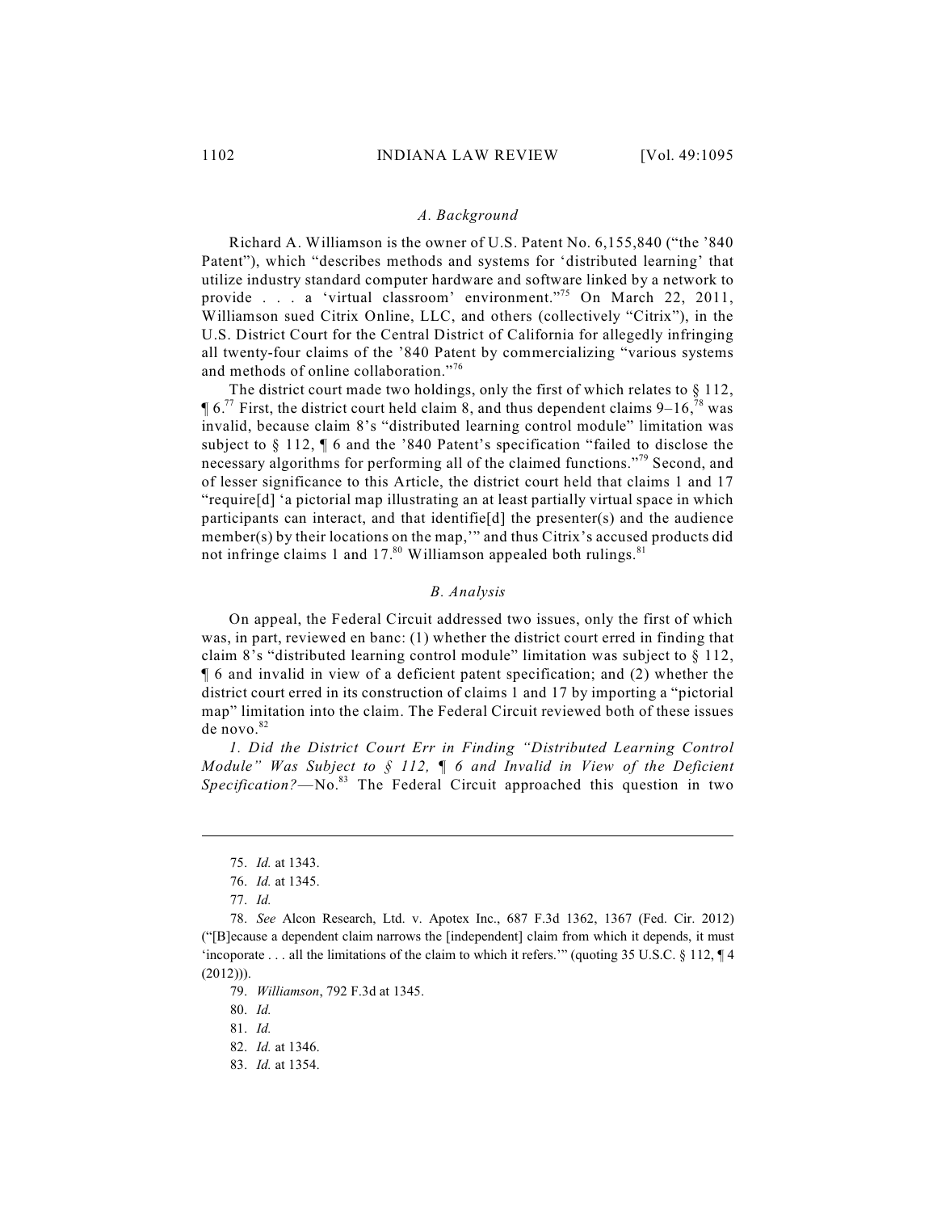### *A. Background*

Richard A. Williamson is the owner of U.S. Patent No. 6,155,840 ("the '840 Patent"), which "describes methods and systems for 'distributed learning' that utilize industry standard computer hardware and software linked by a network to provide . . . a 'virtual classroom' environment."[75] On March 22, 2011, Williamson sued Citrix Online, LLC, and others (collectively "Citrix"), in the U.S. District Court for the Central District of California for allegedly infringing all twenty-four claims of the '840 Patent by commercializing "various systems and methods of online collaboration."[76]

The district court made two holdings, only the first of which relates to § 112, ¶ 6.[77] First, the district court held claim 8, and thus dependent claims 9–16,[78] was invalid, because claim 8's "distributed learning control module" limitation was subject to § 112, ¶ 6 and the '840 Patent's specification "failed to disclose the necessary algorithms for performing all of the claimed functions."[79] Second, and of lesser significance to this Article, the district court held that claims 1 and 17 "require[d] 'a pictorial map illustrating an at least partially virtual space in which participants can interact, and that identifie[d] the presenter(s) and the audience member(s) by their locations on the map,'" and thus Citrix's accused products did not infringe claims 1 and 17.[80] Williamson appealed both rulings.[81]

### *B. Analysis*

On appeal, the Federal Circuit addressed two issues, only the first of which was, in part, reviewed en banc: (1) whether the district court erred in finding that claim 8's "distributed learning control module" limitation was subject to § 112, ¶ 6 and invalid in view of a deficient patent specification; and (2) whether the district court erred in its construction of claims 1 and 17 by importing a "pictorial map" limitation into the claim. The Federal Circuit reviewed both of these issues de novo.[82]

*1. Did the District Court Err in Finding "Distributed Learning Control Module" Was Subject to § 112, ¶ 6 and Invalid in View of the Deficient Specification?*—No.[83] The Federal Circuit approached this question in two

---

75. *Id.* at 1343.

76. *Id.* at 1345.

77. *Id.*

78. *See* Alcon Research, Ltd. v. Apotex Inc., 687 F.3d 1362, 1367 (Fed. Cir. 2012) ("[B]ecause a dependent claim narrows the [independent] claim from which it depends, it must 'incoporate . . . all the limitations of the claim to which it refers.'" (quoting 35 U.S.C. § 112, ¶ 4 (2012))).

79. *Williamson*, 792 F.3d at 1345.

80. *Id.*

81. *Id.*

82. *Id.* at 1346.

83. *Id.* at 1354.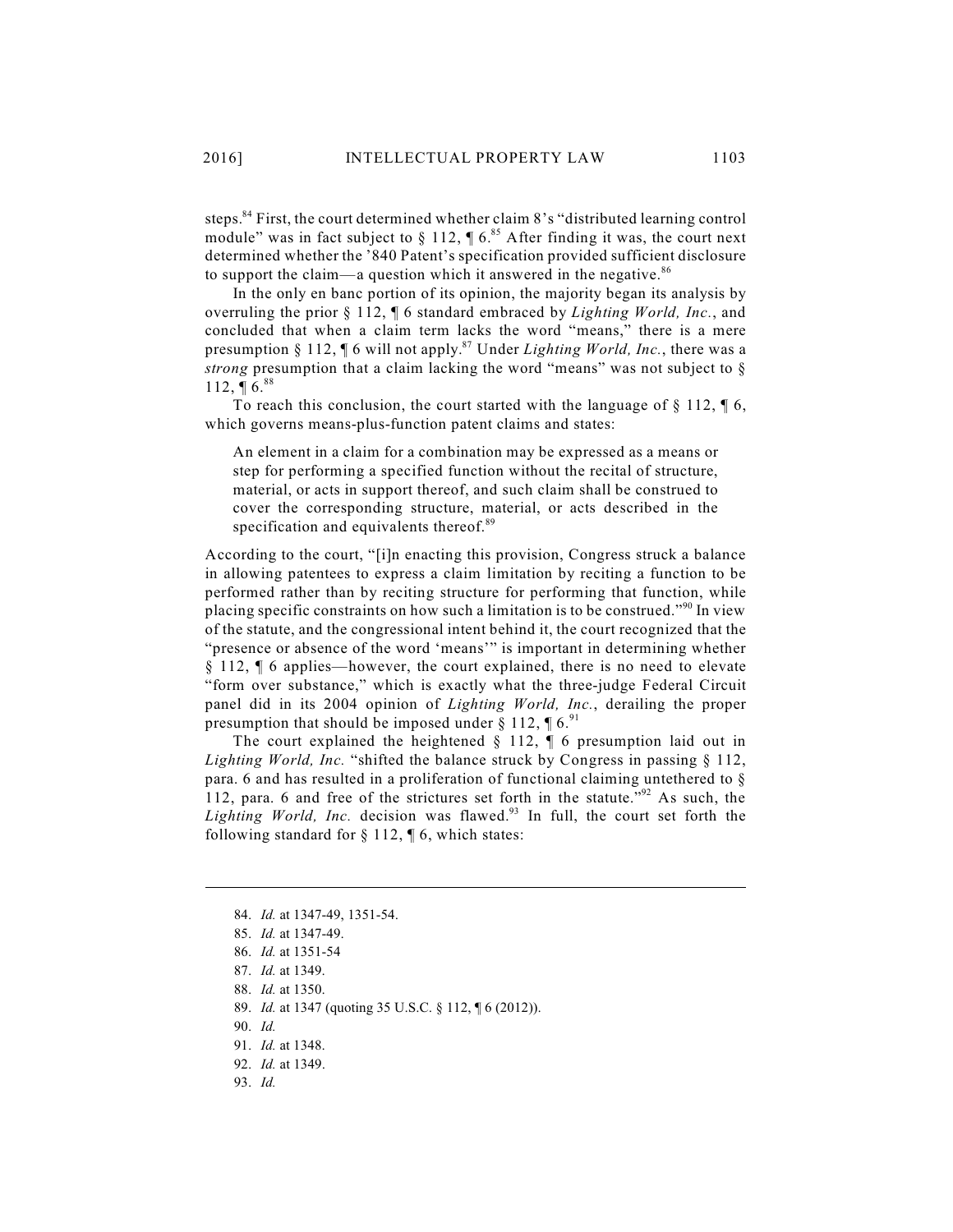steps.[84] First, the court determined whether claim 8's "distributed learning control module" was in fact subject to § 112, ¶ 6.[85] After finding it was, the court next determined whether the '840 Patent's specification provided sufficient disclosure to support the claim—a question which it answered in the negative.[86]

In the only en banc portion of its opinion, the majority began its analysis by overruling the prior § 112, ¶ 6 standard embraced by *Lighting World, Inc.*, and concluded that when a claim term lacks the word "means," there is a mere presumption § 112, ¶ 6 will not apply.[87] Under *Lighting World, Inc.*, there was a *strong* presumption that a claim lacking the word "means" was not subject to § 112, ¶ 6.[88]

To reach this conclusion, the court started with the language of § 112, ¶ 6, which governs means-plus-function patent claims and states:

> An element in a claim for a combination may be expressed as a means or step for performing a specified function without the recital of structure, material, or acts in support thereof, and such claim shall be construed to cover the corresponding structure, material, or acts described in the specification and equivalents thereof.[89]

According to the court, "[i]n enacting this provision, Congress struck a balance in allowing patentees to express a claim limitation by reciting a function to be performed rather than by reciting structure for performing that function, while placing specific constraints on how such a limitation is to be construed."[90] In view of the statute, and the congressional intent behind it, the court recognized that the "presence or absence of the word 'means'" is important in determining whether § 112, ¶ 6 applies—however, the court explained, there is no need to elevate "form over substance," which is exactly what the three-judge Federal Circuit panel did in its 2004 opinion of *Lighting World, Inc.*, derailing the proper presumption that should be imposed under § 112, ¶ 6.[91]

The court explained the heightened § 112, ¶ 6 presumption laid out in *Lighting World, Inc.* "shifted the balance struck by Congress in passing § 112, para. 6 and has resulted in a proliferation of functional claiming untethered to § 112, para. 6 and free of the strictures set forth in the statute."[92] As such, the *Lighting World, Inc.* decision was flawed.[93] In full, the court set forth the following standard for § 112, ¶ 6, which states:

---

84. *Id.* at 1347-49, 1351-54.
85. *Id.* at 1347-49.
86. *Id.* at 1351-54
87. *Id.* at 1349.
88. *Id.* at 1350.
89. *Id.* at 1347 (quoting 35 U.S.C. § 112, ¶ 6 (2012)).
90. *Id.*
91. *Id.* at 1348.
92. *Id.* at 1349.
93. *Id.*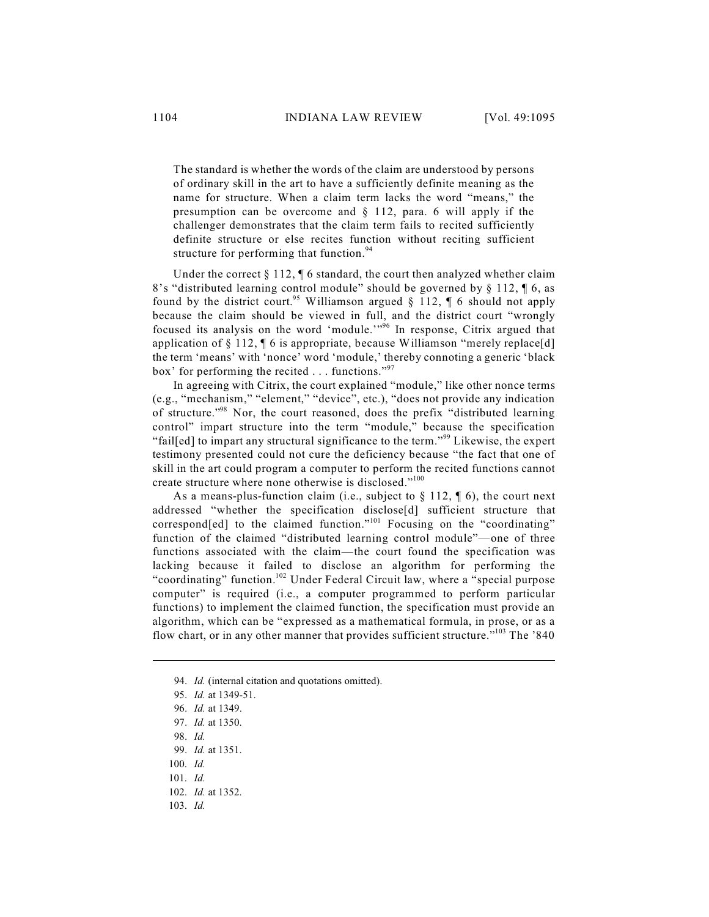> The standard is whether the words of the claim are understood by persons of ordinary skill in the art to have a sufficiently definite meaning as the name for structure. When a claim term lacks the word "means," the presumption can be overcome and § 112, para. 6 will apply if the challenger demonstrates that the claim term fails to recited sufficiently definite structure or else recites function without reciting sufficient structure for performing that function.[94]

Under the correct § 112, ¶ 6 standard, the court then analyzed whether claim 8's "distributed learning control module" should be governed by § 112, ¶ 6, as found by the district court.[95] Williamson argued § 112, ¶ 6 should not apply because the claim should be viewed in full, and the district court "wrongly focused its analysis on the word 'module.'"[96] In response, Citrix argued that application of § 112, ¶ 6 is appropriate, because Williamson "merely replace[d] the term 'means' with 'nonce' word 'module,' thereby connoting a generic 'black box' for performing the recited . . . functions."[97]

In agreeing with Citrix, the court explained "module," like other nonce terms (e.g., "mechanism," "element," "device", etc.), "does not provide any indication of structure."[98] Nor, the court reasoned, does the prefix "distributed learning control" impart structure into the term "module," because the specification "fail[ed] to impart any structural significance to the term."[99] Likewise, the expert testimony presented could not cure the deficiency because "the fact that one of skill in the art could program a computer to perform the recited functions cannot create structure where none otherwise is disclosed."[100]

As a means-plus-function claim (i.e., subject to § 112, ¶ 6), the court next addressed "whether the specification disclose[d] sufficient structure that correspond[ed] to the claimed function."[101] Focusing on the "coordinating" function of the claimed "distributed learning control module"—one of three functions associated with the claim—the court found the specification was lacking because it failed to disclose an algorithm for performing the "coordinating" function.[102] Under Federal Circuit law, where a "special purpose computer" is required (i.e., a computer programmed to perform particular functions) to implement the claimed function, the specification must provide an algorithm, which can be "expressed as a mathematical formula, in prose, or as a flow chart, or in any other manner that provides sufficient structure."[103] The '840

---

94. *Id.* (internal citation and quotations omitted).

95. *Id.* at 1349-51.

96. *Id.* at 1349.

97. *Id.* at 1350.

98. *Id.*

99. *Id.* at 1351.

100. *Id.*

101. *Id.*

102. *Id.* at 1352.

103. *Id.*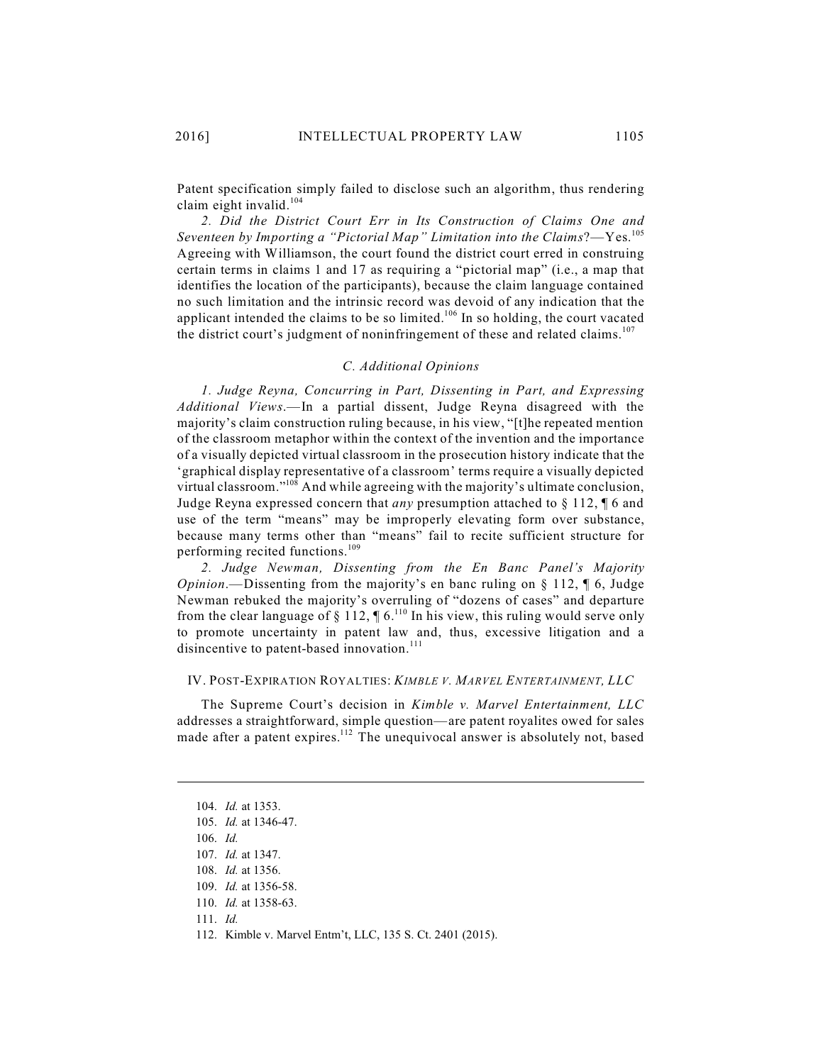Patent specification simply failed to disclose such an algorithm, thus rendering claim eight invalid.[104]

*2. Did the District Court Err in Its Construction of Claims One and Seventeen by Importing a "Pictorial Map" Limitation into the Claims*?—Yes.[105] Agreeing with Williamson, the court found the district court erred in construing certain terms in claims 1 and 17 as requiring a "pictorial map" (i.e., a map that identifies the location of the participants), because the claim language contained no such limitation and the intrinsic record was devoid of any indication that the applicant intended the claims to be so limited.[106] In so holding, the court vacated the district court's judgment of noninfringement of these and related claims.[107]

### *C. Additional Opinions*

*1. Judge Reyna, Concurring in Part, Dissenting in Part, and Expressing Additional Views*.—In a partial dissent, Judge Reyna disagreed with the majority's claim construction ruling because, in his view, "[t]he repeated mention of the classroom metaphor within the context of the invention and the importance of a visually depicted virtual classroom in the prosecution history indicate that the 'graphical display representative of a classroom' terms require a visually depicted virtual classroom."[108] And while agreeing with the majority's ultimate conclusion, Judge Reyna expressed concern that *any* presumption attached to § 112, ¶ 6 and use of the term "means" may be improperly elevating form over substance, because many terms other than "means" fail to recite sufficient structure for performing recited functions.[109]

*2. Judge Newman, Dissenting from the En Banc Panel's Majority Opinion*.—Dissenting from the majority's en banc ruling on § 112, ¶ 6, Judge Newman rebuked the majority's overruling of "dozens of cases" and departure from the clear language of § 112, ¶ 6.[110] In his view, this ruling would serve only to promote uncertainty in patent law and, thus, excessive litigation and a disincentive to patent-based innovation.[111]

## IV. POST-EXPIRATION ROYALTIES: *KIMBLE V. MARVEL ENTERTAINMENT, LLC*

The Supreme Court's decision in *Kimble v. Marvel Entertainment, LLC* addresses a straightforward, simple question—are patent royalites owed for sales made after a patent expires.[112] The unequivocal answer is absolutely not, based

---

104. *Id.* at 1353.
105. *Id.* at 1346-47.
106. *Id.*
107. *Id.* at 1347.
108. *Id.* at 1356.
109. *Id.* at 1356-58.
110. *Id.* at 1358-63.
111. *Id.*
112. Kimble v. Marvel Entm't, LLC, 135 S. Ct. 2401 (2015).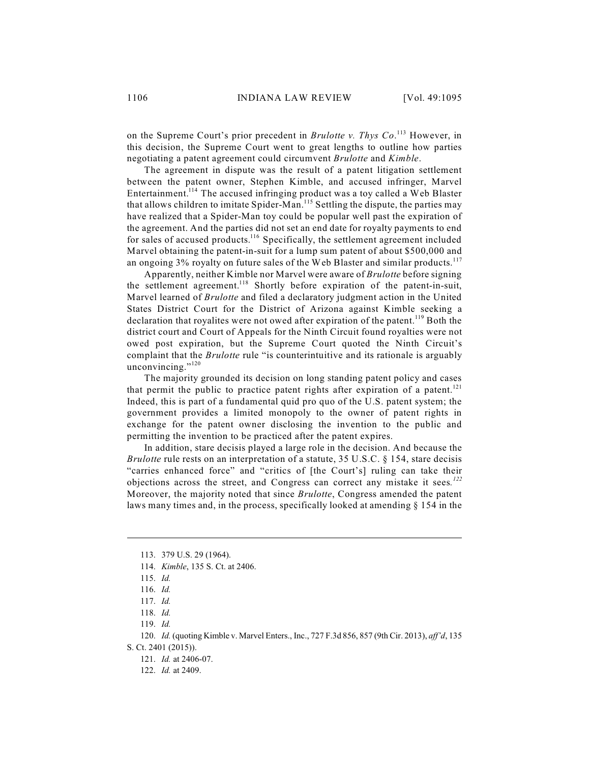on the Supreme Court's prior precedent in *Brulotte v. Thys Co*.[113] However, in this decision, the Supreme Court went to great lengths to outline how parties negotiating a patent agreement could circumvent *Brulotte* and *Kimble*.

The agreement in dispute was the result of a patent litigation settlement between the patent owner, Stephen Kimble, and accused infringer, Marvel Entertainment.[114] The accused infringing product was a toy called a Web Blaster that allows children to imitate Spider-Man.[115] Settling the dispute, the parties may have realized that a Spider-Man toy could be popular well past the expiration of the agreement. And the parties did not set an end date for royalty payments to end for sales of accused products.[116] Specifically, the settlement agreement included Marvel obtaining the patent-in-suit for a lump sum patent of about $500,000 and an ongoing 3% royalty on future sales of the Web Blaster and similar products.[117]

Apparently, neither Kimble nor Marvel were aware of *Brulotte* before signing the settlement agreement.[118] Shortly before expiration of the patent-in-suit, Marvel learned of *Brulotte* and filed a declaratory judgment action in the United States District Court for the District of Arizona against Kimble seeking a declaration that royalites were not owed after expiration of the patent.[119] Both the district court and Court of Appeals for the Ninth Circuit found royalties were not owed post expiration, but the Supreme Court quoted the Ninth Circuit's complaint that the *Brulotte* rule "is counterintuitive and its rationale is arguably unconvincing."[120]

The majority grounded its decision on long standing patent policy and cases that permit the public to practice patent rights after expiration of a patent.[121] Indeed, this is part of a fundamental quid pro quo of the U.S. patent system; the government provides a limited monopoly to the owner of patent rights in exchange for the patent owner disclosing the invention to the public and permitting the invention to be practiced after the patent expires.

In addition, stare decisis played a large role in the decision. And because the *Brulotte* rule rests on an interpretation of a statute, 35 U.S.C. § 154, stare decisis "carries enhanced force" and "critics of [the Court's] ruling can take their objections across the street, and Congress can correct any mistake it sees.[122] Moreover, the majority noted that since *Brulotte*, Congress amended the patent laws many times and, in the process, specifically looked at amending § 154 in the

---

113. 379 U.S. 29 (1964).

114. *Kimble*, 135 S. Ct. at 2406.

115. *Id.*

116. *Id.*

117. *Id.*

118. *Id.*

119. *Id.*

120. *Id.* (quoting Kimble v. Marvel Enters., Inc., 727 F.3d 856, 857 (9th Cir. 2013), *aff'd*, 135 S. Ct. 2401 (2015)).

121. *Id.* at 2406-07.

122. *Id.* at 2409.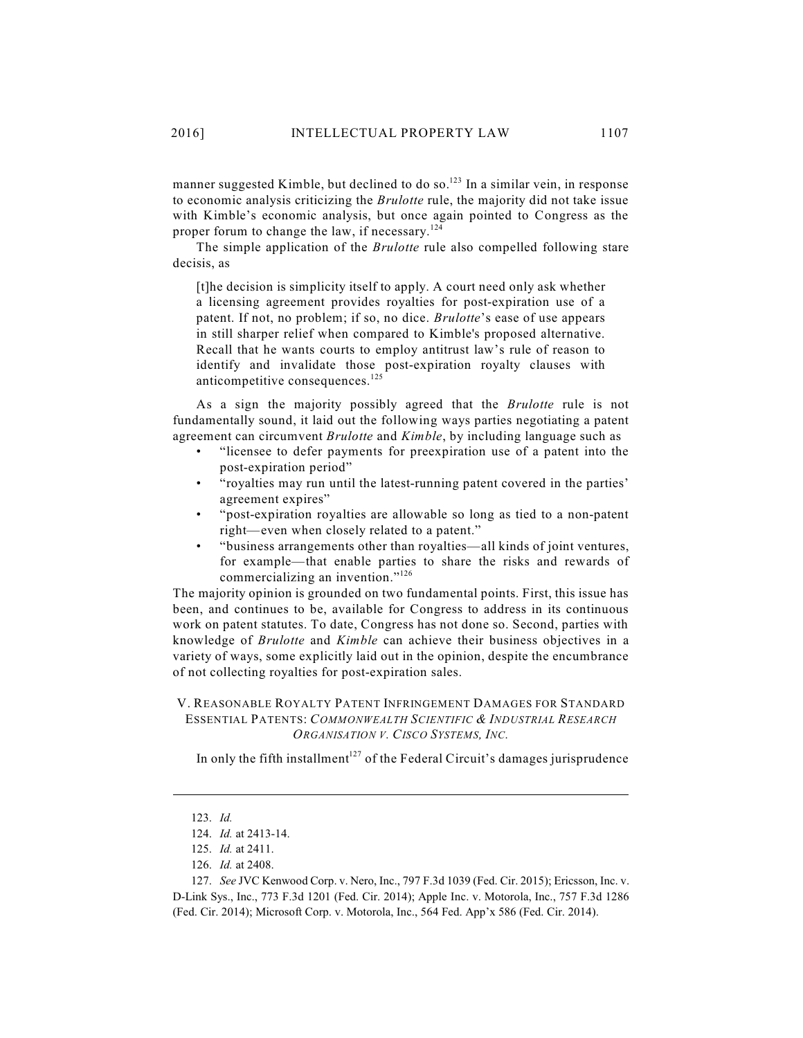manner suggested Kimble, but declined to do so.[123] In a similar vein, in response to economic analysis criticizing the *Brulotte* rule, the majority did not take issue with Kimble's economic analysis, but once again pointed to Congress as the proper forum to change the law, if necessary.[124]

The simple application of the *Brulotte* rule also compelled following stare decisis, as

> [t]he decision is simplicity itself to apply. A court need only ask whether a licensing agreement provides royalties for post-expiration use of a patent. If not, no problem; if so, no dice. *Brulotte*'s ease of use appears in still sharper relief when compared to Kimble's proposed alternative. Recall that he wants courts to employ antitrust law's rule of reason to identify and invalidate those post-expiration royalty clauses with anticompetitive consequences.[125]

As a sign the majority possibly agreed that the *Brulotte* rule is not fundamentally sound, it laid out the following ways parties negotiating a patent agreement can circumvent *Brulotte* and *Kimble*, by including language such as

- "licensee to defer payments for preexpiration use of a patent into the post-expiration period"
- "royalties may run until the latest-running patent covered in the parties' agreement expires"
- "post-expiration royalties are allowable so long as tied to a non-patent right—even when closely related to a patent."
- "business arrangements other than royalties—all kinds of joint ventures, for example—that enable parties to share the risks and rewards of commercializing an invention."[126]

The majority opinion is grounded on two fundamental points. First, this issue has been, and continues to be, available for Congress to address in its continuous work on patent statutes. To date, Congress has not done so. Second, parties with knowledge of *Brulotte* and *Kimble* can achieve their business objectives in a variety of ways, some explicitly laid out in the opinion, despite the encumbrance of not collecting royalties for post-expiration sales.

## V. Reasonable Royalty Patent Infringement Damages for Standard Essential Patents: *Commonwealth Scientific & Industrial Research Organisation v. Cisco Systems, Inc.*

In only the fifth installment[127] of the Federal Circuit's damages jurisprudence

---

123. *Id.*

124. *Id.* at 2413-14.

125. *Id.* at 2411.

126. *Id.* at 2408.

127. *See* JVC Kenwood Corp. v. Nero, Inc., 797 F.3d 1039 (Fed. Cir. 2015); Ericsson, Inc. v. D-Link Sys., Inc., 773 F.3d 1201 (Fed. Cir. 2014); Apple Inc. v. Motorola, Inc., 757 F.3d 1286 (Fed. Cir. 2014); Microsoft Corp. v. Motorola, Inc., 564 Fed. App'x 586 (Fed. Cir. 2014).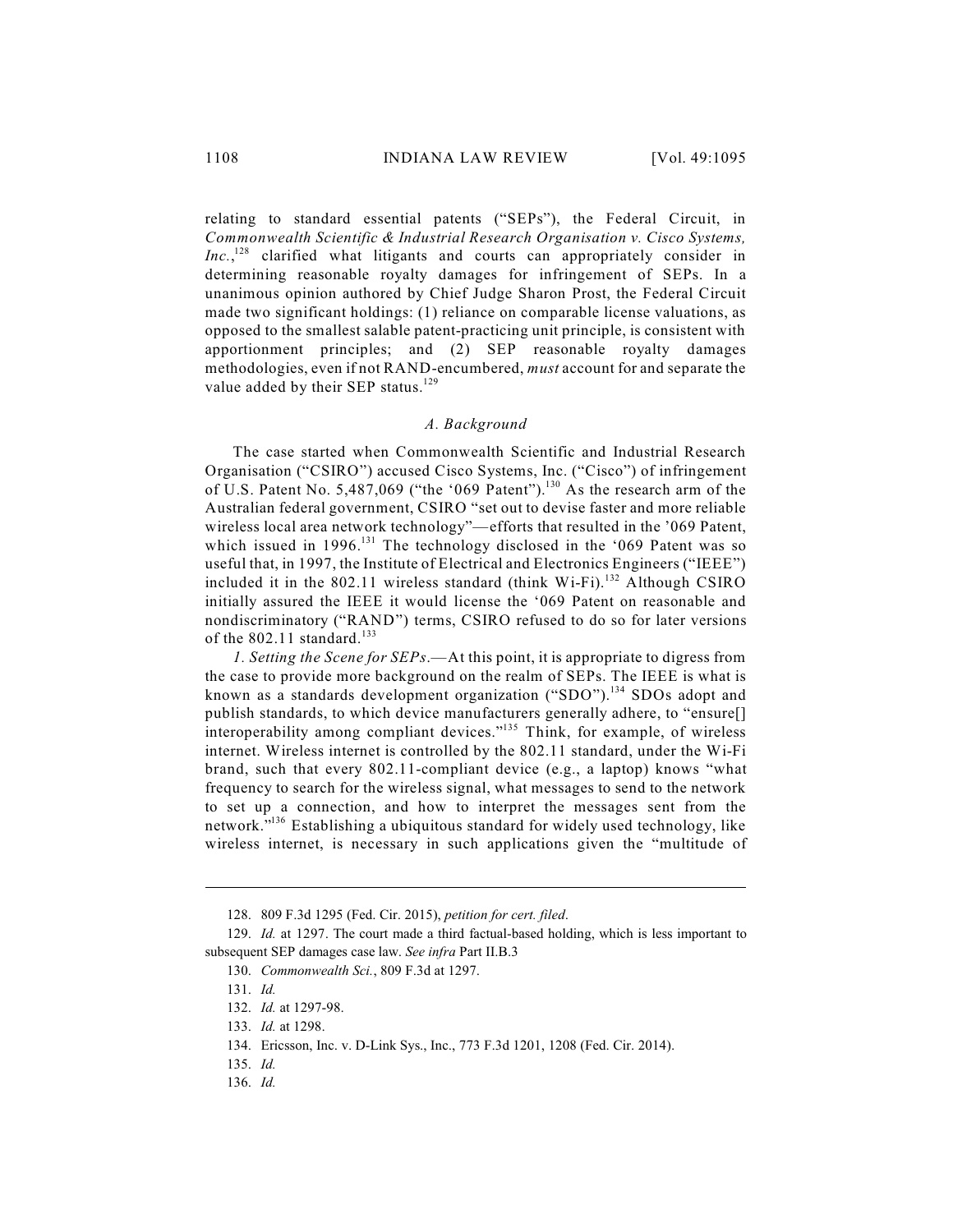relating to standard essential patents ("SEPs"), the Federal Circuit, in *Commonwealth Scientific & Industrial Research Organisation v. Cisco Systems, Inc.*,[128] clarified what litigants and courts can appropriately consider in determining reasonable royalty damages for infringement of SEPs. In a unanimous opinion authored by Chief Judge Sharon Prost, the Federal Circuit made two significant holdings: (1) reliance on comparable license valuations, as opposed to the smallest salable patent-practicing unit principle, is consistent with apportionment principles; and (2) SEP reasonable royalty damages methodologies, even if not RAND-encumbered, *must* account for and separate the value added by their SEP status.[129]

### *A. Background*

The case started when Commonwealth Scientific and Industrial Research Organisation ("CSIRO") accused Cisco Systems, Inc. ("Cisco") of infringement of U.S. Patent No. 5,487,069 ("the '069 Patent").[130] As the research arm of the Australian federal government, CSIRO "set out to devise faster and more reliable wireless local area network technology"—efforts that resulted in the '069 Patent, which issued in 1996.[131] The technology disclosed in the '069 Patent was so useful that, in 1997, the Institute of Electrical and Electronics Engineers ("IEEE") included it in the 802.11 wireless standard (think Wi-Fi).[132] Although CSIRO initially assured the IEEE it would license the '069 Patent on reasonable and nondiscriminatory ("RAND") terms, CSIRO refused to do so for later versions of the 802.11 standard.[133]

*1. Setting the Scene for SEPs*.—At this point, it is appropriate to digress from the case to provide more background on the realm of SEPs. The IEEE is what is known as a standards development organization ("SDO").[134] SDOs adopt and publish standards, to which device manufacturers generally adhere, to "ensure[] interoperability among compliant devices."[135] Think, for example, of wireless internet. Wireless internet is controlled by the 802.11 standard, under the Wi-Fi brand, such that every 802.11-compliant device (e.g., a laptop) knows "what frequency to search for the wireless signal, what messages to send to the network to set up a connection, and how to interpret the messages sent from the network."[136] Establishing a ubiquitous standard for widely used technology, like wireless internet, is necessary in such applications given the "multitude of

---

128. 809 F.3d 1295 (Fed. Cir. 2015), *petition for cert. filed*.

129. *Id.* at 1297. The court made a third factual-based holding, which is less important to subsequent SEP damages case law. *See infra* Part II.B.3

130. *Commonwealth Sci.*, 809 F.3d at 1297.

131. *Id.*

132. *Id.* at 1297-98.

133. *Id.* at 1298.

134. Ericsson, Inc. v. D-Link Sys., Inc., 773 F.3d 1201, 1208 (Fed. Cir. 2014).

135. *Id.*

136. *Id.*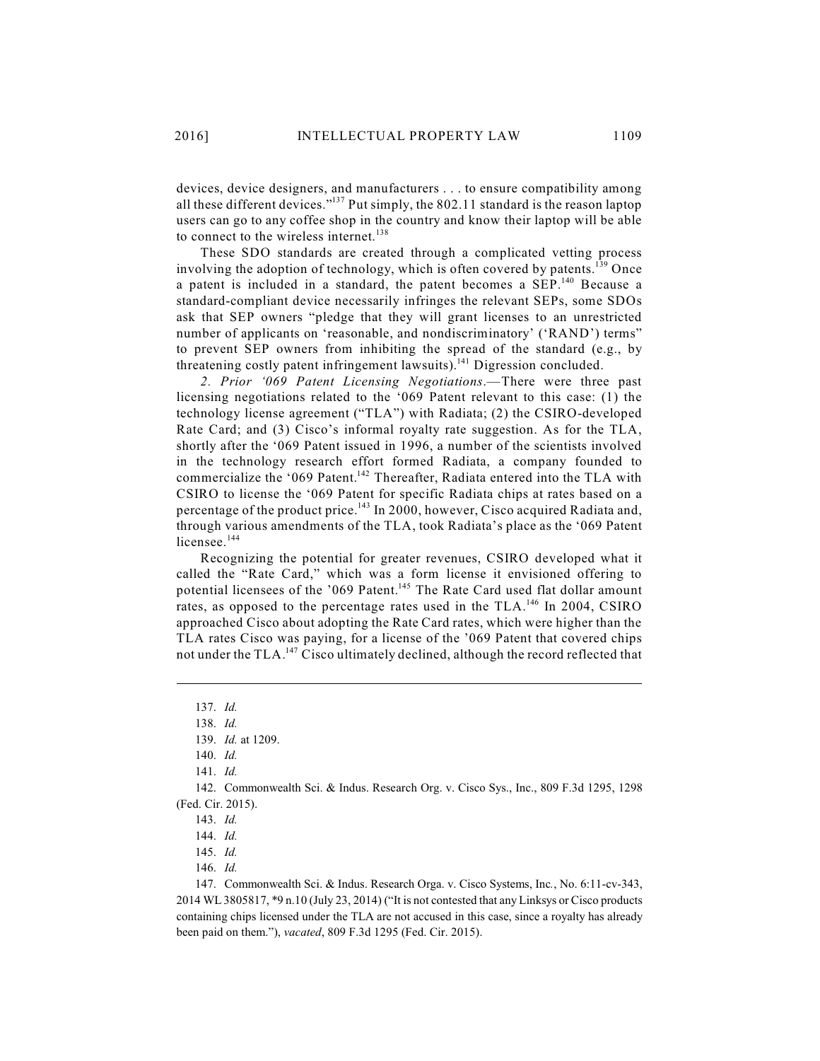devices, device designers, and manufacturers . . . to ensure compatibility among all these different devices."[137] Put simply, the 802.11 standard is the reason laptop users can go to any coffee shop in the country and know their laptop will be able to connect to the wireless internet.[138]

These SDO standards are created through a complicated vetting process involving the adoption of technology, which is often covered by patents.[139] Once a patent is included in a standard, the patent becomes a SEP.[140] Because a standard-compliant device necessarily infringes the relevant SEPs, some SDOs ask that SEP owners "pledge that they will grant licenses to an unrestricted number of applicants on 'reasonable, and nondiscriminatory' ('RAND') terms" to prevent SEP owners from inhibiting the spread of the standard (e.g., by threatening costly patent infringement lawsuits).[141] Digression concluded.

*2. Prior '069 Patent Licensing Negotiations*.—There were three past licensing negotiations related to the '069 Patent relevant to this case: (1) the technology license agreement ("TLA") with Radiata; (2) the CSIRO-developed Rate Card; and (3) Cisco's informal royalty rate suggestion. As for the TLA, shortly after the '069 Patent issued in 1996, a number of the scientists involved in the technology research effort formed Radiata, a company founded to commercialize the '069 Patent.[142] Thereafter, Radiata entered into the TLA with CSIRO to license the '069 Patent for specific Radiata chips at rates based on a percentage of the product price.[143] In 2000, however, Cisco acquired Radiata and, through various amendments of the TLA, took Radiata's place as the '069 Patent licensee.[144]

Recognizing the potential for greater revenues, CSIRO developed what it called the "Rate Card," which was a form license it envisioned offering to potential licensees of the '069 Patent.[145] The Rate Card used flat dollar amount rates, as opposed to the percentage rates used in the TLA.[146] In 2004, CSIRO approached Cisco about adopting the Rate Card rates, which were higher than the TLA rates Cisco was paying, for a license of the '069 Patent that covered chips not under the TLA.[147] Cisco ultimately declined, although the record reflected that

---

137. *Id.*

138. *Id.*

139. *Id.* at 1209.

140. *Id.*

141. *Id.*

142. Commonwealth Sci. & Indus. Research Org. v. Cisco Sys., Inc., 809 F.3d 1295, 1298 (Fed. Cir. 2015).

143. *Id.*

144. *Id.*

145. *Id.*

146. *Id.*

147. Commonwealth Sci. & Indus. Research Orga. v. Cisco Systems, Inc., No. 6:11-cv-343, 2014 WL 3805817, *9 n.10 (July 23, 2014) ("It is not contested that any Linksys or Cisco products containing chips licensed under the TLA are not accused in this case, since a royalty has already been paid on them."), *vacated*, 809 F.3d 1295 (Fed. Cir. 2015).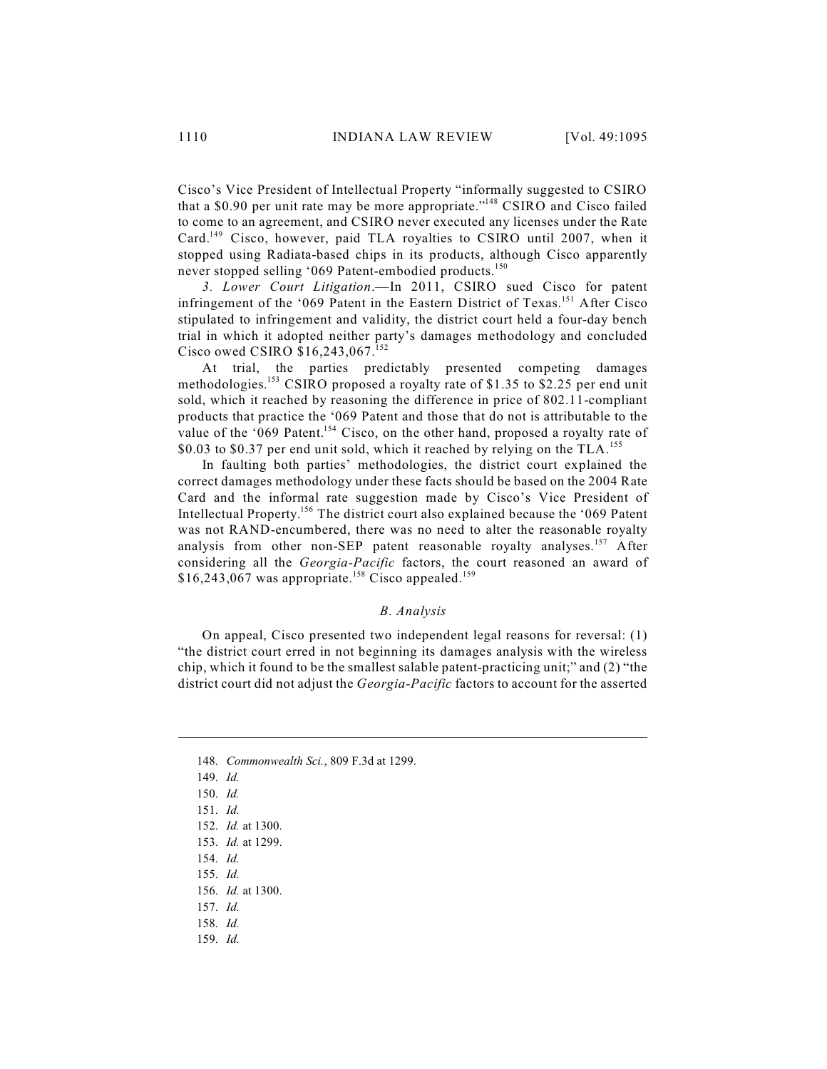Cisco's Vice President of Intellectual Property "informally suggested to CSIRO that a $0.90 per unit rate may be more appropriate."[148] CSIRO and Cisco failed to come to an agreement, and CSIRO never executed any licenses under the Rate Card.[149] Cisco, however, paid TLA royalties to CSIRO until 2007, when it stopped using Radiata-based chips in its products, although Cisco apparently never stopped selling '069 Patent-embodied products.[150]

*3. Lower Court Litigation*.—In 2011, CSIRO sued Cisco for patent infringement of the '069 Patent in the Eastern District of Texas.[151] After Cisco stipulated to infringement and validity, the district court held a four-day bench trial in which it adopted neither party's damages methodology and concluded Cisco owed CSIRO $16,243,067.[152]

At trial, the parties predictably presented competing damages methodologies.[153] CSIRO proposed a royalty rate of $1.35 to $2.25 per end unit sold, which it reached by reasoning the difference in price of 802.11-compliant products that practice the '069 Patent and those that do not is attributable to the value of the '069 Patent.[154] Cisco, on the other hand, proposed a royalty rate of $0.03 to $0.37 per end unit sold, which it reached by relying on the TLA.[155]

In faulting both parties' methodologies, the district court explained the correct damages methodology under these facts should be based on the 2004 Rate Card and the informal rate suggestion made by Cisco's Vice President of Intellectual Property.[156] The district court also explained because the '069 Patent was not RAND-encumbered, there was no need to alter the reasonable royalty analysis from other non-SEP patent reasonable royalty analyses.[157] After considering all the *Georgia-Pacific* factors, the court reasoned an award of $16,243,067 was appropriate.[158] Cisco appealed.[159]

### *B. Analysis*

On appeal, Cisco presented two independent legal reasons for reversal: (1) "the district court erred in not beginning its damages analysis with the wireless chip, which it found to be the smallest salable patent-practicing unit;" and (2) "the district court did not adjust the *Georgia-Pacific* factors to account for the asserted

---

148. *Commonwealth Sci.*, 809 F.3d at 1299.

149. *Id.*

150. *Id.*

151. *Id.*

152. *Id.* at 1300.

153. *Id.* at 1299.

154. *Id.*

155. *Id.*

156. *Id.* at 1300.

157. *Id.*

158. *Id.*

159. *Id.*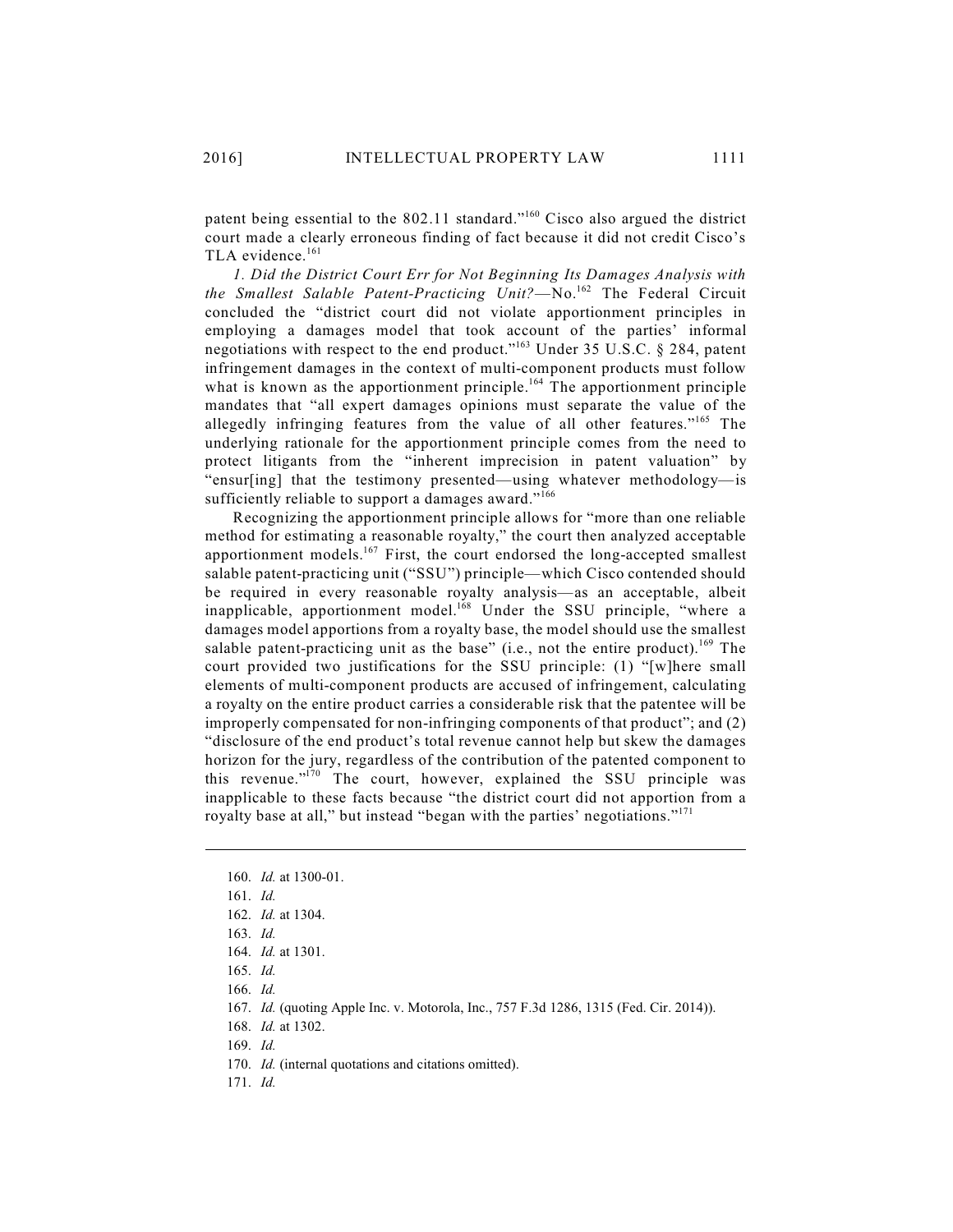patent being essential to the 802.11 standard."[160] Cisco also argued the district court made a clearly erroneous finding of fact because it did not credit Cisco's TLA evidence.[161]

*1. Did the District Court Err for Not Beginning Its Damages Analysis with the Smallest Salable Patent-Practicing Unit?*—No.[162] The Federal Circuit concluded the "district court did not violate apportionment principles in employing a damages model that took account of the parties' informal negotiations with respect to the end product."[163] Under 35 U.S.C. § 284, patent infringement damages in the context of multi-component products must follow what is known as the apportionment principle.[164] The apportionment principle mandates that "all expert damages opinions must separate the value of the allegedly infringing features from the value of all other features."[165] The underlying rationale for the apportionment principle comes from the need to protect litigants from the "inherent imprecision in patent valuation" by "ensur[ing] that the testimony presented—using whatever methodology—is sufficiently reliable to support a damages award."[166]

Recognizing the apportionment principle allows for "more than one reliable method for estimating a reasonable royalty," the court then analyzed acceptable apportionment models.[167] First, the court endorsed the long-accepted smallest salable patent-practicing unit ("SSU") principle—which Cisco contended should be required in every reasonable royalty analysis—as an acceptable, albeit inapplicable, apportionment model.[168] Under the SSU principle, "where a damages model apportions from a royalty base, the model should use the smallest salable patent-practicing unit as the base" (i.e., not the entire product).[169] The court provided two justifications for the SSU principle: (1) "[w]here small elements of multi-component products are accused of infringement, calculating a royalty on the entire product carries a considerable risk that the patentee will be improperly compensated for non-infringing components of that product"; and (2) "disclosure of the end product's total revenue cannot help but skew the damages horizon for the jury, regardless of the contribution of the patented component to this revenue."[170] The court, however, explained the SSU principle was inapplicable to these facts because "the district court did not apportion from a royalty base at all," but instead "began with the parties' negotiations."[171]

---

160. *Id.* at 1300-01.
161. *Id.*
162. *Id.* at 1304.
163. *Id.*
164. *Id.* at 1301.
165. *Id.*
166. *Id.*
167. *Id.* (quoting Apple Inc. v. Motorola, Inc., 757 F.3d 1286, 1315 (Fed. Cir. 2014)).
168. *Id.* at 1302.
169. *Id.*
170. *Id.* (internal quotations and citations omitted).
171. *Id.*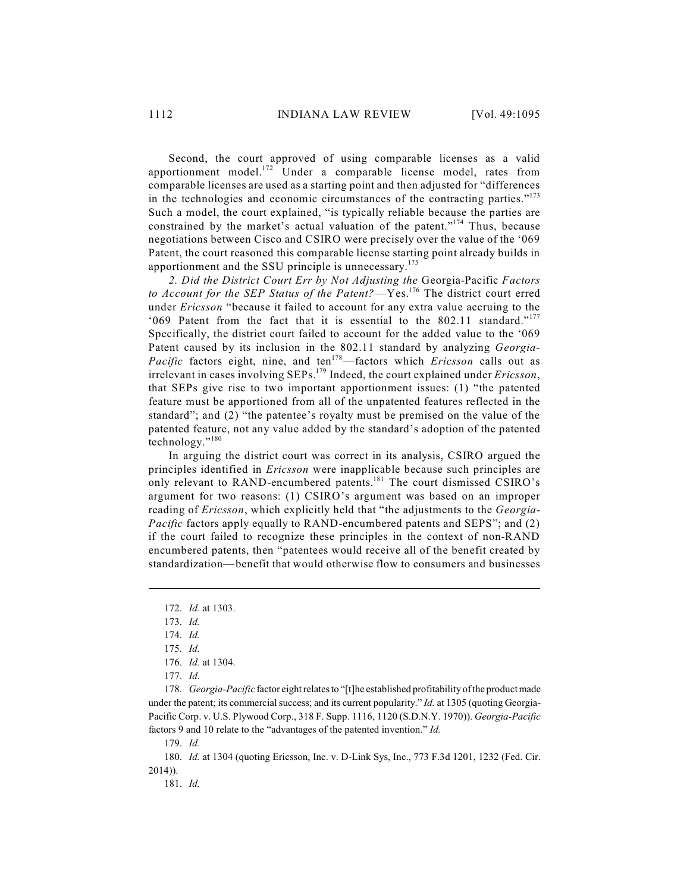Second, the court approved of using comparable licenses as a valid apportionment model.[172] Under a comparable license model, rates from comparable licenses are used as a starting point and then adjusted for "differences in the technologies and economic circumstances of the contracting parties."[173] Such a model, the court explained, "is typically reliable because the parties are constrained by the market's actual valuation of the patent."[174] Thus, because negotiations between Cisco and CSIRO were precisely over the value of the '069 Patent, the court reasoned this comparable license starting point already builds in apportionment and the SSU principle is unnecessary.[175]

*2. Did the District Court Err by Not Adjusting the* Georgia-Pacific *Factors to Account for the SEP Status of the Patent?*—Yes.[176] The district court erred under *Ericsson* "because it failed to account for any extra value accruing to the '069 Patent from the fact that it is essential to the 802.11 standard."[177] Specifically, the district court failed to account for the added value to the '069 Patent caused by its inclusion in the 802.11 standard by analyzing *Georgia-Pacific* factors eight, nine, and ten[178]—factors which *Ericsson* calls out as irrelevant in cases involving SEPs.[179] Indeed, the court explained under *Ericsson*, that SEPs give rise to two important apportionment issues: (1) "the patented feature must be apportioned from all of the unpatented features reflected in the standard"; and (2) "the patentee's royalty must be premised on the value of the patented feature, not any value added by the standard's adoption of the patented technology."[180]

In arguing the district court was correct in its analysis, CSIRO argued the principles identified in *Ericsson* were inapplicable because such principles are only relevant to RAND-encumbered patents.[181] The court dismissed CSIRO's argument for two reasons: (1) CSIRO's argument was based on an improper reading of *Ericsson*, which explicitly held that "the adjustments to the *Georgia-Pacific* factors apply equally to RAND-encumbered patents and SEPS"; and (2) if the court failed to recognize these principles in the context of non-RAND encumbered patents, then "patentees would receive all of the benefit created by standardization—benefit that would otherwise flow to consumers and businesses

---

172. *Id.* at 1303.

173. *Id.*

174. *Id.*

175. *Id.*

176. *Id.* at 1304.

177. *Id*.

178. *Georgia-Pacific* factor eight relates to "[t]he established profitability of the product made under the patent; its commercial success; and its current popularity." *Id.* at 1305 (quoting Georgia-Pacific Corp. v. U.S. Plywood Corp., 318 F. Supp. 1116, 1120 (S.D.N.Y. 1970)). *Georgia-Pacific* factors 9 and 10 relate to the "advantages of the patented invention." *Id.*

179. *Id.*

180. *Id.* at 1304 (quoting Ericsson, Inc. v. D-Link Sys, Inc., 773 F.3d 1201, 1232 (Fed. Cir. 2014)).

181. *Id.*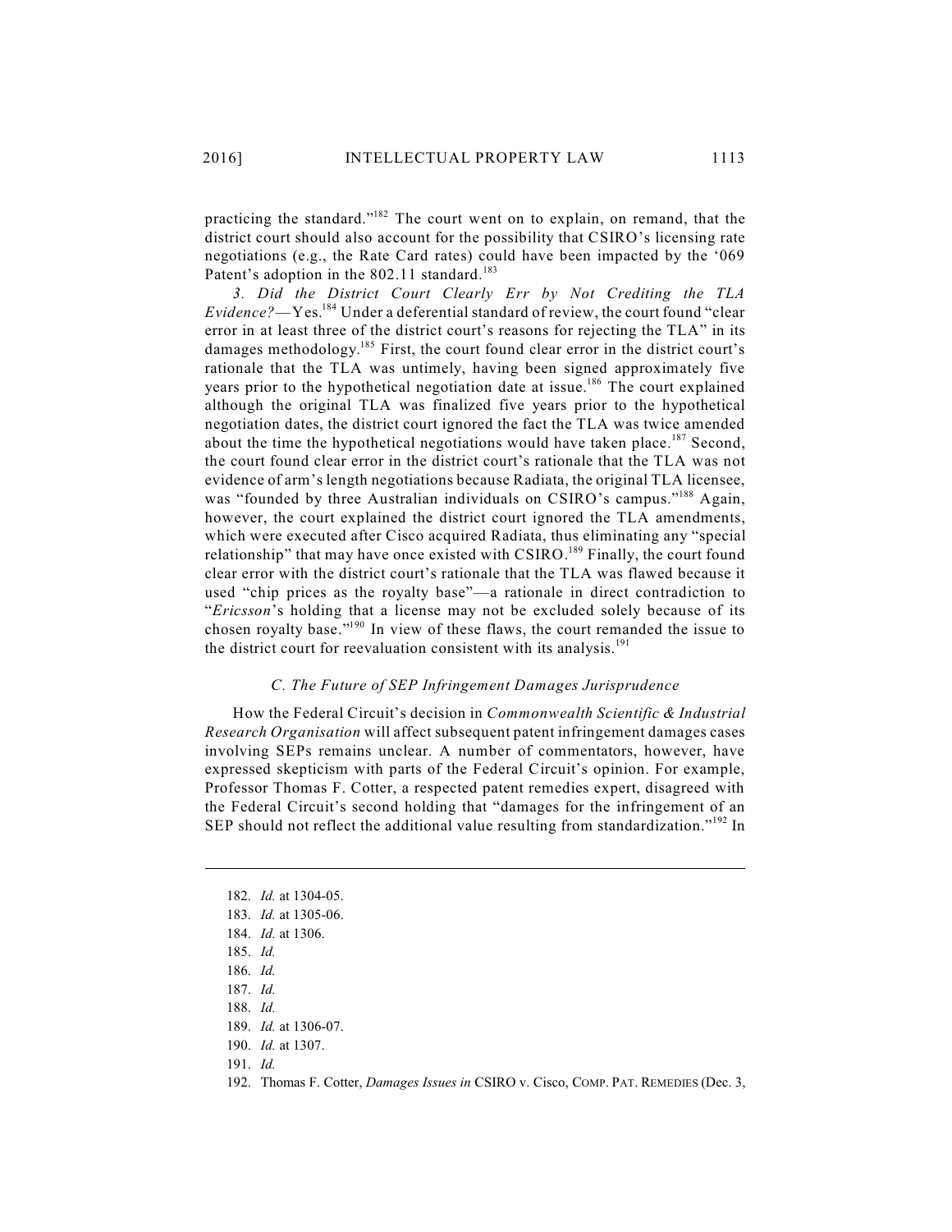practicing the standard."[182] The court went on to explain, on remand, that the district court should also account for the possibility that CSIRO's licensing rate negotiations (e.g., the Rate Card rates) could have been impacted by the '069 Patent's adoption in the 802.11 standard.[183]

*3. Did the District Court Clearly Err by Not Crediting the TLA Evidence?*—Yes.[184] Under a deferential standard of review, the court found "clear error in at least three of the district court's reasons for rejecting the TLA" in its damages methodology.[185] First, the court found clear error in the district court's rationale that the TLA was untimely, having been signed approximately five years prior to the hypothetical negotiation date at issue.[186] The court explained although the original TLA was finalized five years prior to the hypothetical negotiation dates, the district court ignored the fact the TLA was twice amended about the time the hypothetical negotiations would have taken place.[187] Second, the court found clear error in the district court's rationale that the TLA was not evidence of arm's length negotiations because Radiata, the original TLA licensee, was "founded by three Australian individuals on CSIRO's campus."[188] Again, however, the court explained the district court ignored the TLA amendments, which were executed after Cisco acquired Radiata, thus eliminating any "special relationship" that may have once existed with CSIRO.[189] Finally, the court found clear error with the district court's rationale that the TLA was flawed because it used "chip prices as the royalty base"—a rationale in direct contradiction to "*Ericsson*'s holding that a license may not be excluded solely because of its chosen royalty base."[190] In view of these flaws, the court remanded the issue to the district court for reevaluation consistent with its analysis.[191]

### *C. The Future of SEP Infringement Damages Jurisprudence*

How the Federal Circuit's decision in *Commonwealth Scientific & Industrial Research Organisation* will affect subsequent patent infringement damages cases involving SEPs remains unclear. A number of commentators, however, have expressed skepticism with parts of the Federal Circuit's opinion. For example, Professor Thomas F. Cotter, a respected patent remedies expert, disagreed with the Federal Circuit's second holding that "damages for the infringement of an SEP should not reflect the additional value resulting from standardization."[192] In

---

182. *Id.* at 1304-05.
183. *Id.* at 1305-06.
184. *Id.* at 1306.
185. *Id.*
186. *Id.*
187. *Id.*
188. *Id.*
189. *Id.* at 1306-07.
190. *Id.* at 1307.
191. *Id.*
192. Thomas F. Cotter, *Damages Issues in* CSIRO v. Cisco, COMP. PAT. REMEDIES (Dec. 3,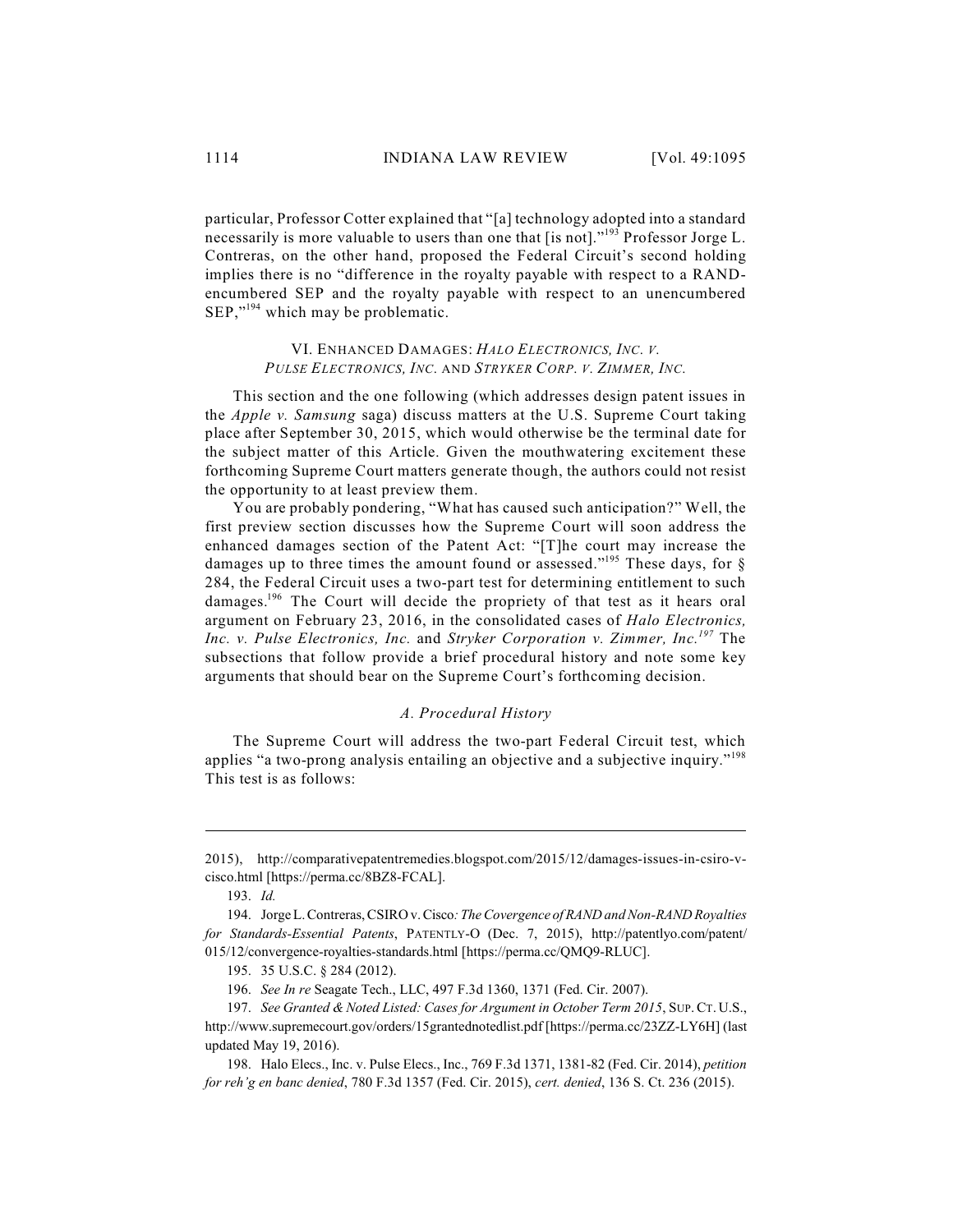particular, Professor Cotter explained that "[a] technology adopted into a standard necessarily is more valuable to users than one that [is not]."[193] Professor Jorge L. Contreras, on the other hand, proposed the Federal Circuit's second holding implies there is no "difference in the royalty payable with respect to a RAND-encumbered SEP and the royalty payable with respect to an unencumbered SEP,"[194] which may be problematic.

## VI. ENHANCED DAMAGES: *HALO ELECTRONICS, INC. V. PULSE ELECTRONICS, INC.* AND *STRYKER CORP. V. ZIMMER, INC.*

This section and the one following (which addresses design patent issues in the *Apple v. Samsung* saga) discuss matters at the U.S. Supreme Court taking place after September 30, 2015, which would otherwise be the terminal date for the subject matter of this Article. Given the mouthwatering excitement these forthcoming Supreme Court matters generate though, the authors could not resist the opportunity to at least preview them.

You are probably pondering, "What has caused such anticipation?" Well, the first preview section discusses how the Supreme Court will soon address the enhanced damages section of the Patent Act: "[T]he court may increase the damages up to three times the amount found or assessed."[195] These days, for § 284, the Federal Circuit uses a two-part test for determining entitlement to such damages.[196] The Court will decide the propriety of that test as it hears oral argument on February 23, 2016, in the consolidated cases of *Halo Electronics, Inc. v. Pulse Electronics, Inc.* and *Stryker Corporation v. Zimmer, Inc.*[197] The subsections that follow provide a brief procedural history and note some key arguments that should bear on the Supreme Court's forthcoming decision.

### *A. Procedural History*

The Supreme Court will address the two-part Federal Circuit test, which applies "a two-prong analysis entailing an objective and a subjective inquiry."[198] This test is as follows:

---

2015), http://comparativepatentremedies.blogspot.com/2015/12/damages-issues-in-csiro-v-cisco.html [https://perma.cc/8BZ8-FCAL].

193. *Id.*

194. Jorge L. Contreras, CSIRO v. Cisco*: The Covergence of RAND and Non-RAND Royalties for Standards-Essential Patents*, PATENTLY-O (Dec. 7, 2015), http://patentlyo.com/patent/015/12/convergence-royalties-standards.html [https://perma.cc/QMQ9-RLUC].

195. 35 U.S.C. § 284 (2012).

196. *See In re* Seagate Tech., LLC, 497 F.3d 1360, 1371 (Fed. Cir. 2007).

197. *See Granted & Noted Listed: Cases for Argument in October Term 2015*, SUP. CT. U.S., http://www.supremecourt.gov/orders/15grantednotedlist.pdf [https://perma.cc/23ZZ-LY6H] (last updated May 19, 2016).

198. Halo Elecs., Inc. v. Pulse Elecs., Inc., 769 F.3d 1371, 1381-82 (Fed. Cir. 2014), *petition for reh'g en banc denied*, 780 F.3d 1357 (Fed. Cir. 2015), *cert. denied*, 136 S. Ct. 236 (2015).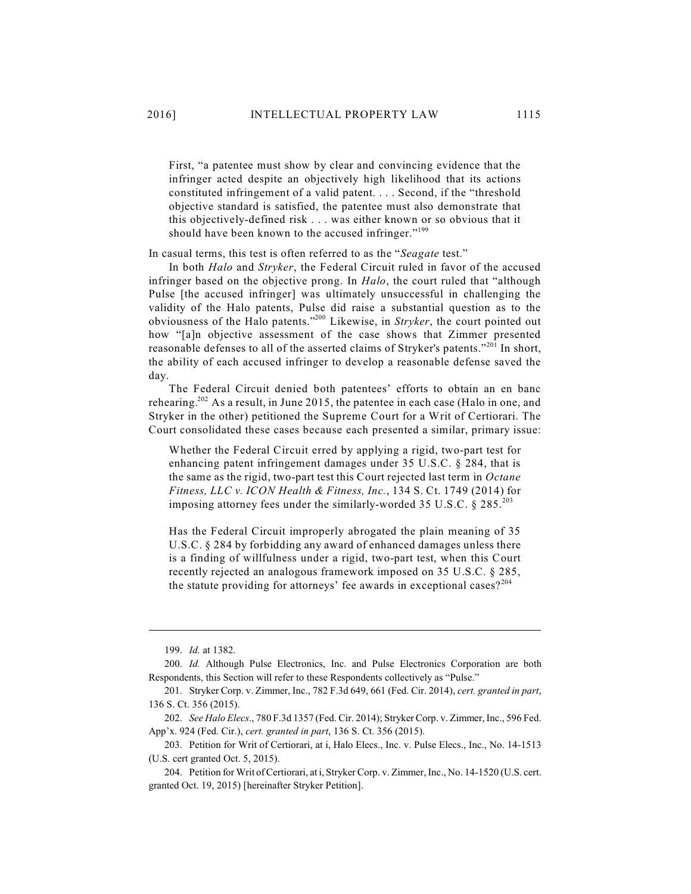> First, "a patentee must show by clear and convincing evidence that the infringer acted despite an objectively high likelihood that its actions constituted infringement of a valid patent. . . . Second, if the "threshold objective standard is satisfied, the patentee must also demonstrate that this objectively-defined risk . . . was either known or so obvious that it should have been known to the accused infringer."[199]

In casual terms, this test is often referred to as the "*Seagate* test."

In both *Halo* and *Stryker*, the Federal Circuit ruled in favor of the accused infringer based on the objective prong. In *Halo*, the court ruled that "although Pulse [the accused infringer] was ultimately unsuccessful in challenging the validity of the Halo patents, Pulse did raise a substantial question as to the obviousness of the Halo patents."[200] Likewise, in *Stryker*, the court pointed out how "[a]n objective assessment of the case shows that Zimmer presented reasonable defenses to all of the asserted claims of Stryker's patents."[201] In short, the ability of each accused infringer to develop a reasonable defense saved the day.

The Federal Circuit denied both patentees' efforts to obtain an en banc rehearing.[202] As a result, in June 2015, the patentee in each case (Halo in one, and Stryker in the other) petitioned the Supreme Court for a Writ of Certiorari. The Court consolidated these cases because each presented a similar, primary issue:

> Whether the Federal Circuit erred by applying a rigid, two-part test for enhancing patent infringement damages under 35 U.S.C. § 284, that is the same as the rigid, two-part test this Court rejected last term in *Octane Fitness, LLC v. ICON Health & Fitness, Inc.*, 134 S. Ct. 1749 (2014) for imposing attorney fees under the similarly-worded 35 U.S.C. § 285.[203]
>
> Has the Federal Circuit improperly abrogated the plain meaning of 35 U.S.C. § 284 by forbidding any award of enhanced damages unless there is a finding of willfulness under a rigid, two-part test, when this Court recently rejected an analogous framework imposed on 35 U.S.C. § 285, the statute providing for attorneys' fee awards in exceptional cases?[204]

---

199. *Id.* at 1382.

200. *Id.* Although Pulse Electronics, Inc. and Pulse Electronics Corporation are both Respondents, this Section will refer to these Respondents collectively as "Pulse."

201. Stryker Corp. v. Zimmer, Inc., 782 F.3d 649, 661 (Fed. Cir. 2014), *cert. granted in part*, 136 S. Ct. 356 (2015).

202. *See Halo Elecs*., 780 F.3d 1357 (Fed. Cir. 2014); Stryker Corp. v. Zimmer, Inc., 596 Fed. App'x. 924 (Fed. Cir.), *cert. granted in part*, 136 S. Ct. 356 (2015).

203. Petition for Writ of Certiorari, at i, Halo Elecs., Inc. v. Pulse Elecs., Inc., No. 14-1513 (U.S. cert granted Oct. 5, 2015).

204. Petition for Writ of Certiorari, at i, Stryker Corp. v. Zimmer, Inc., No. 14-1520 (U.S. cert. granted Oct. 19, 2015) [hereinafter Stryker Petition].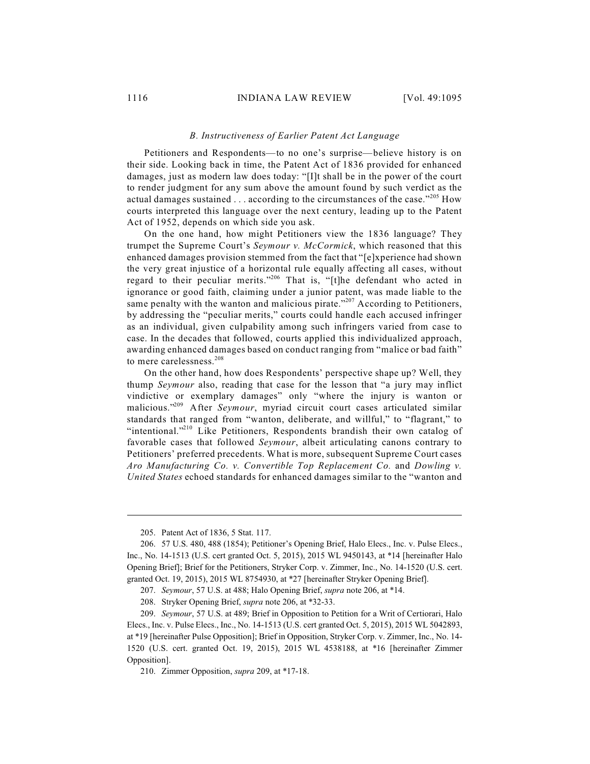### B. Instructiveness of Earlier Patent Act Language

Petitioners and Respondents—to no one's surprise—believe history is on their side. Looking back in time, the Patent Act of 1836 provided for enhanced damages, just as modern law does today: "[I]t shall be in the power of the court to render judgment for any sum above the amount found by such verdict as the actual damages sustained . . . according to the circumstances of the case."[205] How courts interpreted this language over the next century, leading up to the Patent Act of 1952, depends on which side you ask.

On the one hand, how might Petitioners view the 1836 language? They trumpet the Supreme Court's *Seymour v. McCormick*, which reasoned that this enhanced damages provision stemmed from the fact that "[e]xperience had shown the very great injustice of a horizontal rule equally affecting all cases, without regard to their peculiar merits."[206] That is, "[t]he defendant who acted in ignorance or good faith, claiming under a junior patent, was made liable to the same penalty with the wanton and malicious pirate."[207] According to Petitioners, by addressing the "peculiar merits," courts could handle each accused infringer as an individual, given culpability among such infringers varied from case to case. In the decades that followed, courts applied this individualized approach, awarding enhanced damages based on conduct ranging from "malice or bad faith" to mere carelessness.[208]

On the other hand, how does Respondents' perspective shape up? Well, they thump *Seymour* also, reading that case for the lesson that "a jury may inflict vindictive or exemplary damages" only "where the injury is wanton or malicious."[209] After *Seymour*, myriad circuit court cases articulated similar standards that ranged from "wanton, deliberate, and willful," to "flagrant," to "intentional."[210] Like Petitioners, Respondents brandish their own catalog of favorable cases that followed *Seymour*, albeit articulating canons contrary to Petitioners' preferred precedents. What is more, subsequent Supreme Court cases *Aro Manufacturing Co. v. Convertible Top Replacement Co.* and *Dowling v. United States* echoed standards for enhanced damages similar to the "wanton and

---

205. Patent Act of 1836, 5 Stat. 117.

206. 57 U.S. 480, 488 (1854); Petitioner's Opening Brief, Halo Elecs., Inc. v. Pulse Elecs., Inc., No. 14-1513 (U.S. cert granted Oct. 5, 2015), 2015 WL 9450143, at *14 [hereinafter Halo Opening Brief]; Brief for the Petitioners, Stryker Corp. v. Zimmer, Inc., No. 14-1520 (U.S. cert. granted Oct. 19, 2015), 2015 WL 8754930, at *27 [hereinafter Stryker Opening Brief].

207. *Seymour*, 57 U.S. at 488; Halo Opening Brief, *supra* note 206, at *14.

208. Stryker Opening Brief, *supra* note 206, at *32-33.

209. *Seymour*, 57 U.S. at 489; Brief in Opposition to Petition for a Writ of Certiorari, Halo Elecs., Inc. v. Pulse Elecs., Inc., No. 14-1513 (U.S. cert granted Oct. 5, 2015), 2015 WL 5042893, at *19 [hereinafter Pulse Opposition]; Brief in Opposition, Stryker Corp. v. Zimmer, Inc., No. 14-1520 (U.S. cert. granted Oct. 19, 2015), 2015 WL 4538188, at *16 [hereinafter Zimmer Opposition].

210. Zimmer Opposition, *supra* 209, at *17-18.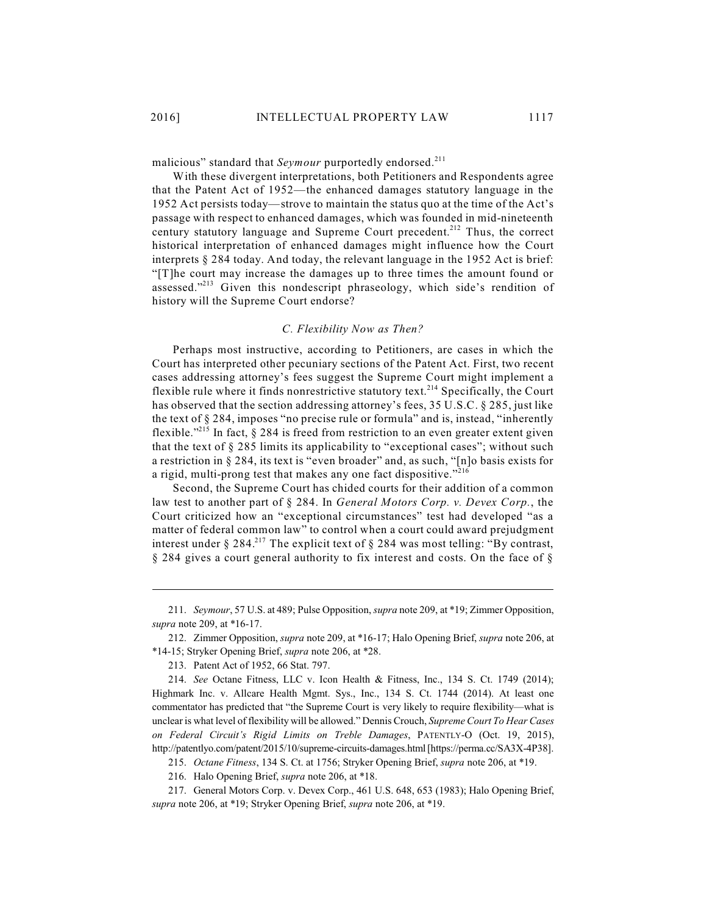malicious" standard that *Seymour* purportedly endorsed.[211]

With these divergent interpretations, both Petitioners and Respondents agree that the Patent Act of 1952—the enhanced damages statutory language in the 1952 Act persists today—strove to maintain the status quo at the time of the Act's passage with respect to enhanced damages, which was founded in mid-nineteenth century statutory language and Supreme Court precedent.[212] Thus, the correct historical interpretation of enhanced damages might influence how the Court interprets § 284 today. And today, the relevant language in the 1952 Act is brief: "[T]he court may increase the damages up to three times the amount found or assessed."[213] Given this nondescript phraseology, which side's rendition of history will the Supreme Court endorse?

### *C. Flexibility Now as Then?*

Perhaps most instructive, according to Petitioners, are cases in which the Court has interpreted other pecuniary sections of the Patent Act. First, two recent cases addressing attorney's fees suggest the Supreme Court might implement a flexible rule where it finds nonrestrictive statutory text.[214] Specifically, the Court has observed that the section addressing attorney's fees, 35 U.S.C. § 285, just like the text of § 284, imposes "no precise rule or formula" and is, instead, "inherently flexible."[215] In fact, § 284 is freed from restriction to an even greater extent given that the text of § 285 limits its applicability to "exceptional cases"; without such a restriction in § 284, its text is "even broader" and, as such, "[n]o basis exists for a rigid, multi-prong test that makes any one fact dispositive."[216]

Second, the Supreme Court has chided courts for their addition of a common law test to another part of § 284. In *General Motors Corp. v. Devex Corp.*, the Court criticized how an "exceptional circumstances" test had developed "as a matter of federal common law" to control when a court could award prejudgment interest under § 284.[217] The explicit text of § 284 was most telling: "By contrast, § 284 gives a court general authority to fix interest and costs. On the face of §

---

211. *Seymour*, 57 U.S. at 489; Pulse Opposition, *supra* note 209, at *19; Zimmer Opposition, *supra* note 209, at *16-17.

212. Zimmer Opposition, *supra* note 209, at *16-17; Halo Opening Brief, *supra* note 206, at *14-15; Stryker Opening Brief, *supra* note 206, at *28.

213. Patent Act of 1952, 66 Stat. 797.

214. *See* Octane Fitness, LLC v. Icon Health & Fitness, Inc., 134 S. Ct. 1749 (2014); Highmark Inc. v. Allcare Health Mgmt. Sys., Inc., 134 S. Ct. 1744 (2014). At least one commentator has predicted that "the Supreme Court is very likely to require flexibility—what is unclear is what level of flexibility will be allowed." Dennis Crouch, *Supreme Court To Hear Cases on Federal Circuit's Rigid Limits on Treble Damages*, PATENTLY-O (Oct. 19, 2015), http://patentlyo.com/patent/2015/10/supreme-circuits-damages.html [https://perma.cc/SA3X-4P38].

215. *Octane Fitness*, 134 S. Ct. at 1756; Stryker Opening Brief, *supra* note 206, at *19.

216. Halo Opening Brief, *supra* note 206, at *18.

217. General Motors Corp. v. Devex Corp., 461 U.S. 648, 653 (1983); Halo Opening Brief, *supra* note 206, at *19; Stryker Opening Brief, *supra* note 206, at *19.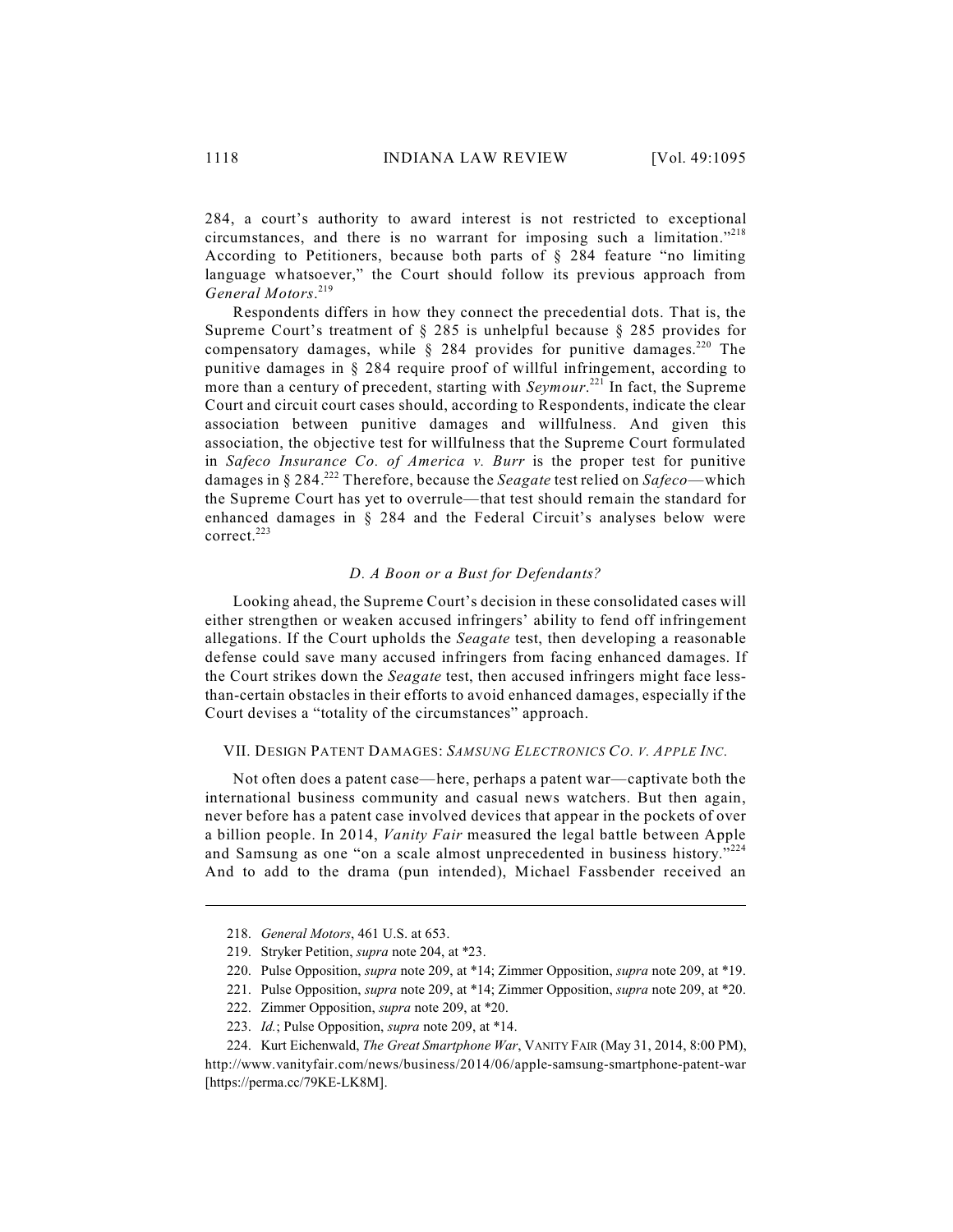284, a court's authority to award interest is not restricted to exceptional circumstances, and there is no warrant for imposing such a limitation."[218] According to Petitioners, because both parts of § 284 feature "no limiting language whatsoever," the Court should follow its previous approach from *General Motors*.[219]

Respondents differs in how they connect the precedential dots. That is, the Supreme Court's treatment of § 285 is unhelpful because § 285 provides for compensatory damages, while § 284 provides for punitive damages.[220] The punitive damages in § 284 require proof of willful infringement, according to more than a century of precedent, starting with *Seymour*.[221] In fact, the Supreme Court and circuit court cases should, according to Respondents, indicate the clear association between punitive damages and willfulness. And given this association, the objective test for willfulness that the Supreme Court formulated in *Safeco Insurance Co. of America v. Burr* is the proper test for punitive damages in § 284.[222] Therefore, because the *Seagate* test relied on *Safeco*—which the Supreme Court has yet to overrule—that test should remain the standard for enhanced damages in § 284 and the Federal Circuit's analyses below were correct.[223]

### *D. A Boon or a Bust for Defendants?*

Looking ahead, the Supreme Court's decision in these consolidated cases will either strengthen or weaken accused infringers' ability to fend off infringement allegations. If the Court upholds the *Seagate* test, then developing a reasonable defense could save many accused infringers from facing enhanced damages. If the Court strikes down the *Seagate* test, then accused infringers might face less-than-certain obstacles in their efforts to avoid enhanced damages, especially if the Court devises a "totality of the circumstances" approach.

## VII. DESIGN PATENT DAMAGES: *SAMSUNG ELECTRONICS CO. V. APPLE INC.*

Not often does a patent case—here, perhaps a patent war—captivate both the international business community and casual news watchers. But then again, never before has a patent case involved devices that appear in the pockets of over a billion people. In 2014, *Vanity Fair* measured the legal battle between Apple and Samsung as one "on a scale almost unprecedented in business history."[224] And to add to the drama (pun intended), Michael Fassbender received an

---

218. *General Motors*, 461 U.S. at 653.

219. Stryker Petition, *supra* note 204, at *23.

220. Pulse Opposition, *supra* note 209, at *14; Zimmer Opposition, *supra* note 209, at *19.

221. Pulse Opposition, *supra* note 209, at *14; Zimmer Opposition, *supra* note 209, at *20.

222. Zimmer Opposition, *supra* note 209, at *20.

223. *Id.*; Pulse Opposition, *supra* note 209, at *14.

224. Kurt Eichenwald, *The Great Smartphone War*, VANITY FAIR (May 31, 2014, 8:00 PM), http://www.vanityfair.com/news/business/2014/06/apple-samsung-smartphone-patent-war [https://perma.cc/79KE-LK8M].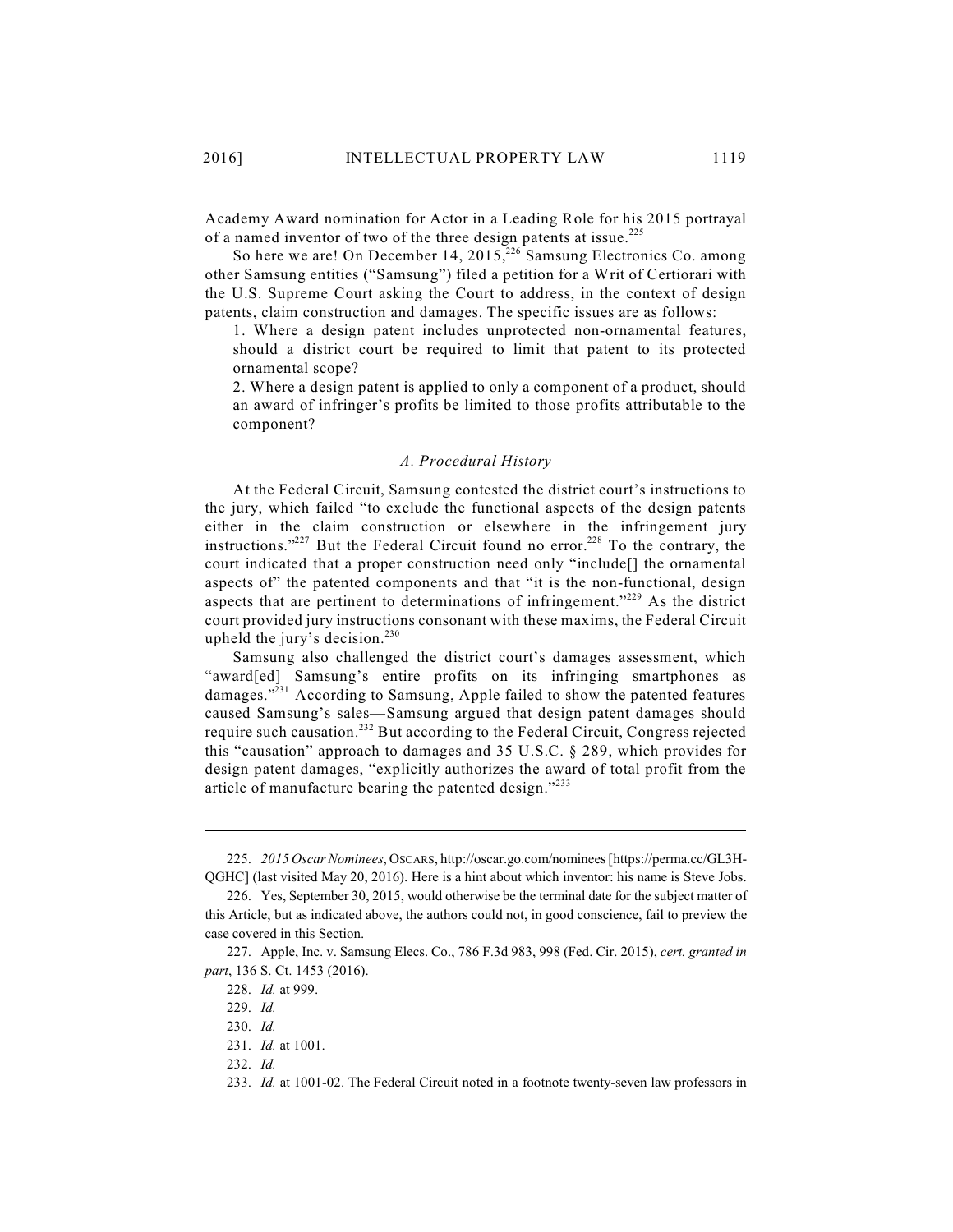Academy Award nomination for Actor in a Leading Role for his 2015 portrayal of a named inventor of two of the three design patents at issue.[225]

So here we are! On December 14, 2015,[226] Samsung Electronics Co. among other Samsung entities ("Samsung") filed a petition for a Writ of Certiorari with the U.S. Supreme Court asking the Court to address, in the context of design patents, claim construction and damages. The specific issues are as follows:

> 1. Where a design patent includes unprotected non-ornamental features, should a district court be required to limit that patent to its protected ornamental scope?
>
> 2. Where a design patent is applied to only a component of a product, should an award of infringer's profits be limited to those profits attributable to the component?

### *A. Procedural History*

At the Federal Circuit, Samsung contested the district court's instructions to the jury, which failed "to exclude the functional aspects of the design patents either in the claim construction or elsewhere in the infringement jury instructions."[227] But the Federal Circuit found no error.[228] To the contrary, the court indicated that a proper construction need only "include[] the ornamental aspects of" the patented components and that "it is the non-functional, design aspects that are pertinent to determinations of infringement."[229] As the district court provided jury instructions consonant with these maxims, the Federal Circuit upheld the jury's decision.[230]

Samsung also challenged the district court's damages assessment, which "award[ed] Samsung's entire profits on its infringing smartphones as damages."[231] According to Samsung, Apple failed to show the patented features caused Samsung's sales—Samsung argued that design patent damages should require such causation.[232] But according to the Federal Circuit, Congress rejected this "causation" approach to damages and 35 U.S.C. § 289, which provides for design patent damages, "explicitly authorizes the award of total profit from the article of manufacture bearing the patented design."[233]

---

225. *2015 Oscar Nominees*, OSCARS, http://oscar.go.com/nominees [https://perma.cc/GL3H-QGHC] (last visited May 20, 2016). Here is a hint about which inventor: his name is Steve Jobs.

226. Yes, September 30, 2015, would otherwise be the terminal date for the subject matter of this Article, but as indicated above, the authors could not, in good conscience, fail to preview the case covered in this Section.

227. Apple, Inc. v. Samsung Elecs. Co., 786 F.3d 983, 998 (Fed. Cir. 2015), *cert. granted in part*, 136 S. Ct. 1453 (2016).

228. *Id.* at 999.

229. *Id.*

230. *Id.*

231. *Id.* at 1001.

232. *Id.*

233. *Id.* at 1001-02. The Federal Circuit noted in a footnote twenty-seven law professors in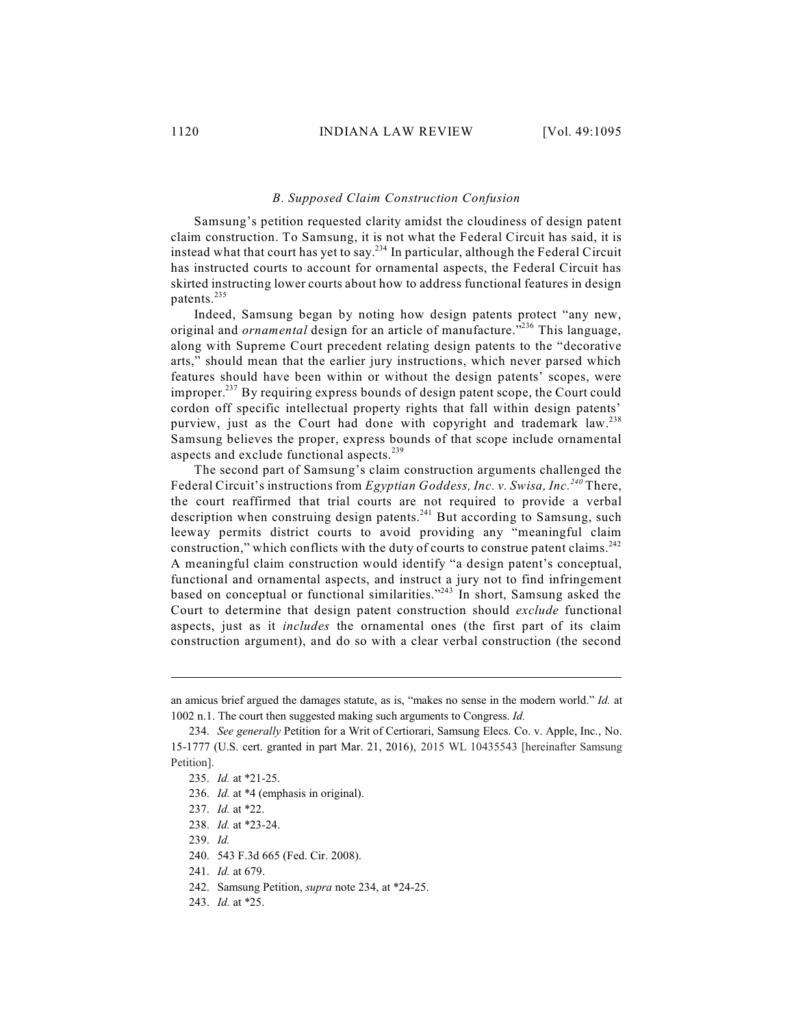### *B. Supposed Claim Construction Confusion*

Samsung's petition requested clarity amidst the cloudiness of design patent claim construction. To Samsung, it is not what the Federal Circuit has said, it is instead what that court has yet to say.[234] In particular, although the Federal Circuit has instructed courts to account for ornamental aspects, the Federal Circuit has skirted instructing lower courts about how to address functional features in design patents.[235]

Indeed, Samsung began by noting how design patents protect "any new, original and *ornamental* design for an article of manufacture."[236] This language, along with Supreme Court precedent relating design patents to the "decorative arts," should mean that the earlier jury instructions, which never parsed which features should have been within or without the design patents' scopes, were improper.[237] By requiring express bounds of design patent scope, the Court could cordon off specific intellectual property rights that fall within design patents' purview, just as the Court had done with copyright and trademark law.[238] Samsung believes the proper, express bounds of that scope include ornamental aspects and exclude functional aspects.[239]

The second part of Samsung's claim construction arguments challenged the Federal Circuit's instructions from *Egyptian Goddess, Inc. v. Swisa, Inc.*[240] There, the court reaffirmed that trial courts are not required to provide a verbal description when construing design patents.[241] But according to Samsung, such leeway permits district courts to avoid providing any "meaningful claim construction," which conflicts with the duty of courts to construe patent claims.[242] A meaningful claim construction would identify "a design patent's conceptual, functional and ornamental aspects, and instruct a jury not to find infringement based on conceptual or functional similarities."[243] In short, Samsung asked the Court to determine that design patent construction should *exclude* functional aspects, just as it *includes* the ornamental ones (the first part of its claim construction argument), and do so with a clear verbal construction (the second

---

an amicus brief argued the damages statute, as is, "makes no sense in the modern world." *Id.* at 1002 n.1. The court then suggested making such arguments to Congress. *Id.*

234. *See generally* Petition for a Writ of Certiorari, Samsung Elecs. Co. v. Apple, Inc., No. 15-1777 (U.S. cert. granted in part Mar. 21, 2016), 2015 WL 10435543 [hereinafter Samsung Petition].

235. *Id.* at *21-25.

236. *Id.* at *4 (emphasis in original).

237. *Id.* at *22.

238. *Id.* at *23-24.

239. *Id.*

240. 543 F.3d 665 (Fed. Cir. 2008).

241. *Id.* at 679.

242. Samsung Petition, *supra* note 234, at *24-25.

243. *Id.* at *25.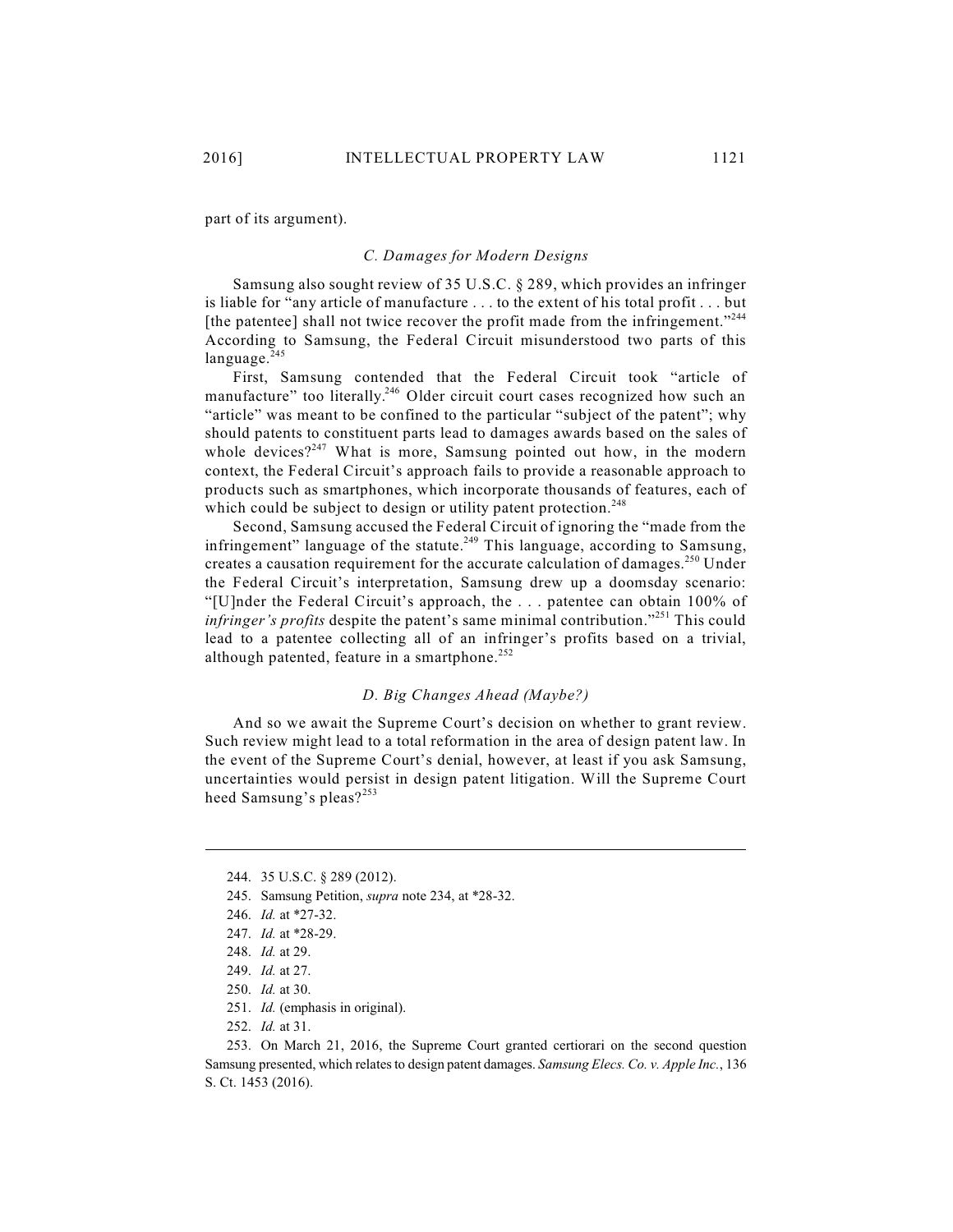part of its argument).

### *C. Damages for Modern Designs*

Samsung also sought review of 35 U.S.C. § 289, which provides an infringer is liable for "any article of manufacture . . . to the extent of his total profit . . . but [the patentee] shall not twice recover the profit made from the infringement."[244] According to Samsung, the Federal Circuit misunderstood two parts of this language.[245]

First, Samsung contended that the Federal Circuit took "article of manufacture" too literally.[246] Older circuit court cases recognized how such an "article" was meant to be confined to the particular "subject of the patent"; why should patents to constituent parts lead to damages awards based on the sales of whole devices?[247] What is more, Samsung pointed out how, in the modern context, the Federal Circuit's approach fails to provide a reasonable approach to products such as smartphones, which incorporate thousands of features, each of which could be subject to design or utility patent protection.[248]

Second, Samsung accused the Federal Circuit of ignoring the "made from the infringement" language of the statute.[249] This language, according to Samsung, creates a causation requirement for the accurate calculation of damages.[250] Under the Federal Circuit's interpretation, Samsung drew up a doomsday scenario: "[U]nder the Federal Circuit's approach, the . . . patentee can obtain 100% of *infringer's profits* despite the patent's same minimal contribution."[251] This could lead to a patentee collecting all of an infringer's profits based on a trivial, although patented, feature in a smartphone.[252]

### *D. Big Changes Ahead (Maybe?)*

And so we await the Supreme Court's decision on whether to grant review. Such review might lead to a total reformation in the area of design patent law. In the event of the Supreme Court's denial, however, at least if you ask Samsung, uncertainties would persist in design patent litigation. Will the Supreme Court heed Samsung's pleas?[253]

---

244. 35 U.S.C. § 289 (2012).

245. Samsung Petition, *supra* note 234, at *28-32.

246. *Id.* at *27-32.

247. *Id.* at *28-29.

248. *Id.* at 29.

249. *Id.* at 27.

250. *Id.* at 30.

251. *Id.* (emphasis in original).

252. *Id.* at 31.

253. On March 21, 2016, the Supreme Court granted certiorari on the second question Samsung presented, which relates to design patent damages. *Samsung Elecs. Co. v. Apple Inc.*, 136 S. Ct. 1453 (2016).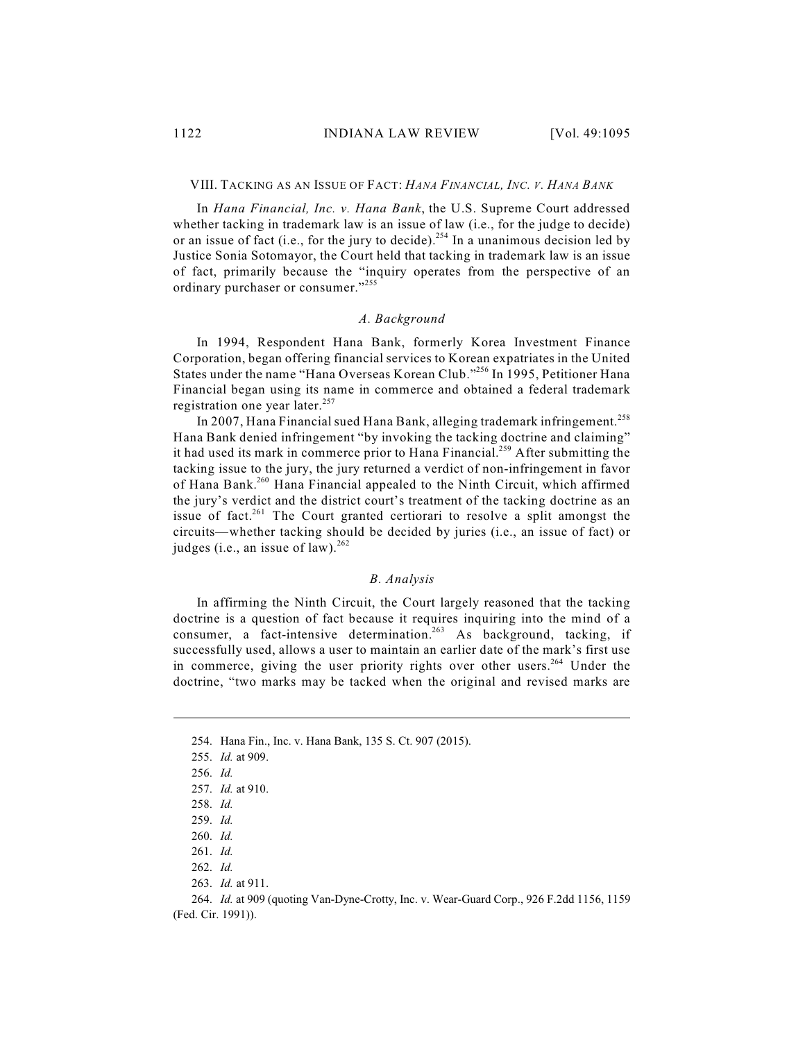## VIII. TACKING AS AN ISSUE OF FACT: *HANA FINANCIAL, INC. V. HANA BANK*

In *Hana Financial, Inc. v. Hana Bank*, the U.S. Supreme Court addressed whether tacking in trademark law is an issue of law (i.e., for the judge to decide) or an issue of fact (i.e., for the jury to decide).[254] In a unanimous decision led by Justice Sonia Sotomayor, the Court held that tacking in trademark law is an issue of fact, primarily because the "inquiry operates from the perspective of an ordinary purchaser or consumer."[255]

### *A. Background*

In 1994, Respondent Hana Bank, formerly Korea Investment Finance Corporation, began offering financial services to Korean expatriates in the United States under the name "Hana Overseas Korean Club."[256] In 1995, Petitioner Hana Financial began using its name in commerce and obtained a federal trademark registration one year later.[257]

In 2007, Hana Financial sued Hana Bank, alleging trademark infringement.[258] Hana Bank denied infringement "by invoking the tacking doctrine and claiming" it had used its mark in commerce prior to Hana Financial.[259] After submitting the tacking issue to the jury, the jury returned a verdict of non-infringement in favor of Hana Bank.[260] Hana Financial appealed to the Ninth Circuit, which affirmed the jury's verdict and the district court's treatment of the tacking doctrine as an issue of fact.[261] The Court granted certiorari to resolve a split amongst the circuits—whether tacking should be decided by juries (i.e., an issue of fact) or judges (i.e., an issue of law).[262]

### *B. Analysis*

In affirming the Ninth Circuit, the Court largely reasoned that the tacking doctrine is a question of fact because it requires inquiring into the mind of a consumer, a fact-intensive determination.[263] As background, tacking, if successfully used, allows a user to maintain an earlier date of the mark's first use in commerce, giving the user priority rights over other users.[264] Under the doctrine, "two marks may be tacked when the original and revised marks are

---

254. Hana Fin., Inc. v. Hana Bank, 135 S. Ct. 907 (2015).

255. *Id.* at 909.

256. *Id.*

257. *Id.* at 910.

258. *Id.*

259. *Id.*

260. *Id.*

261. *Id.*

262. *Id.*

263. *Id.* at 911.

264. *Id.* at 909 (quoting Van-Dyne-Crotty, Inc. v. Wear-Guard Corp., 926 F.2dd 1156, 1159 (Fed. Cir. 1991)).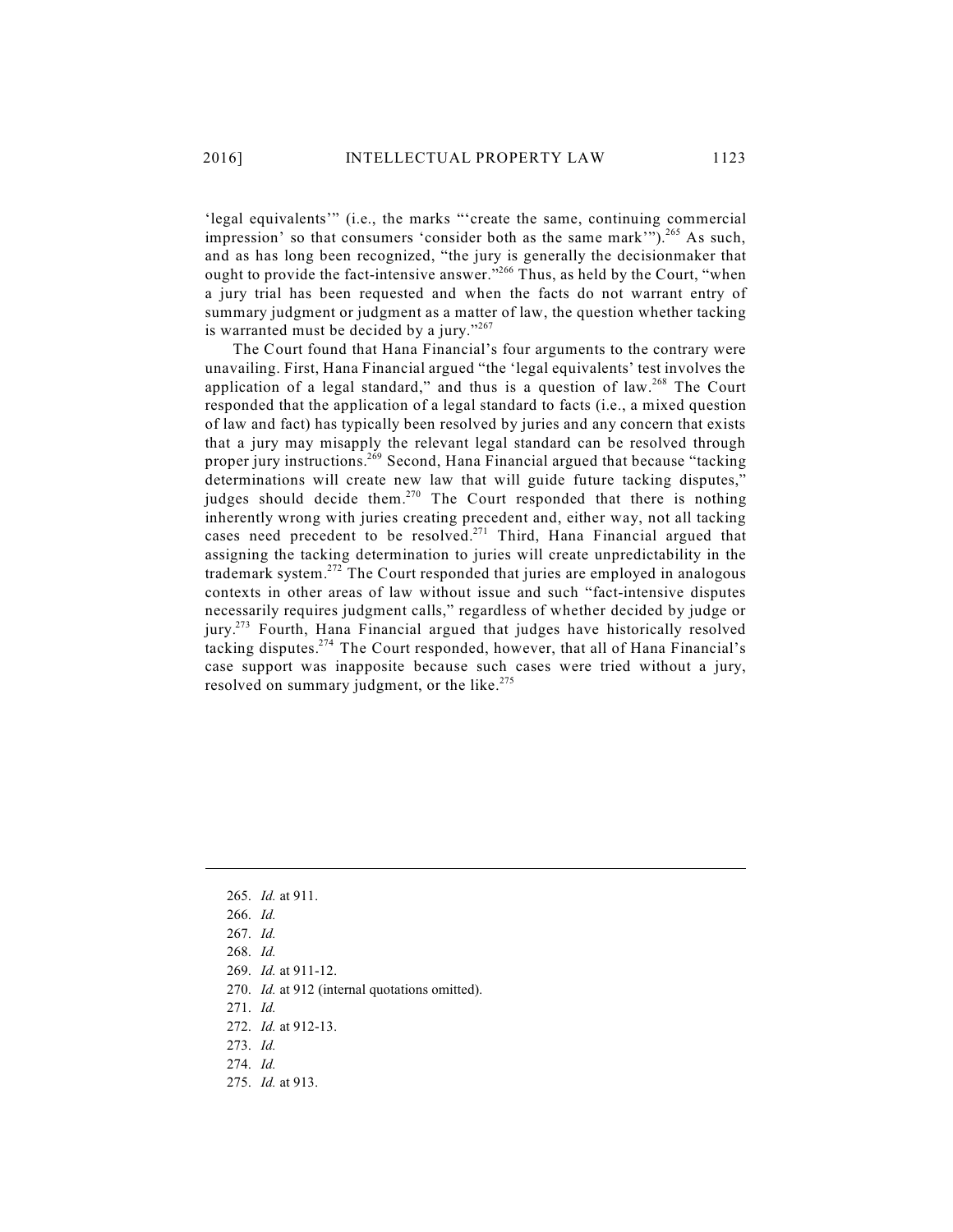'legal equivalents'" (i.e., the marks "'create the same, continuing commercial impression' so that consumers 'consider both as the same mark'").[265] As such, and as has long been recognized, "the jury is generally the decisionmaker that ought to provide the fact-intensive answer."[266] Thus, as held by the Court, "when a jury trial has been requested and when the facts do not warrant entry of summary judgment or judgment as a matter of law, the question whether tacking is warranted must be decided by a jury."[267]

The Court found that Hana Financial's four arguments to the contrary were unavailing. First, Hana Financial argued "the 'legal equivalents' test involves the application of a legal standard," and thus is a question of law.[268] The Court responded that the application of a legal standard to facts (i.e., a mixed question of law and fact) has typically been resolved by juries and any concern that exists that a jury may misapply the relevant legal standard can be resolved through proper jury instructions.[269] Second, Hana Financial argued that because "tacking determinations will create new law that will guide future tacking disputes," judges should decide them.[270] The Court responded that there is nothing inherently wrong with juries creating precedent and, either way, not all tacking cases need precedent to be resolved.[271] Third, Hana Financial argued that assigning the tacking determination to juries will create unpredictability in the trademark system.[272] The Court responded that juries are employed in analogous contexts in other areas of law without issue and such "fact-intensive disputes necessarily requires judgment calls," regardless of whether decided by judge or jury.[273] Fourth, Hana Financial argued that judges have historically resolved tacking disputes.[274] The Court responded, however, that all of Hana Financial's case support was inapposite because such cases were tried without a jury, resolved on summary judgment, or the like.[275]

---

265. *Id.* at 911.
266. *Id.*
267. *Id.*
268. *Id.*
269. *Id.* at 911-12.
270. *Id.* at 912 (internal quotations omitted).
271. *Id.*
272. *Id.* at 912-13.
273. *Id.*
274. *Id.*
275. *Id.* at 913.